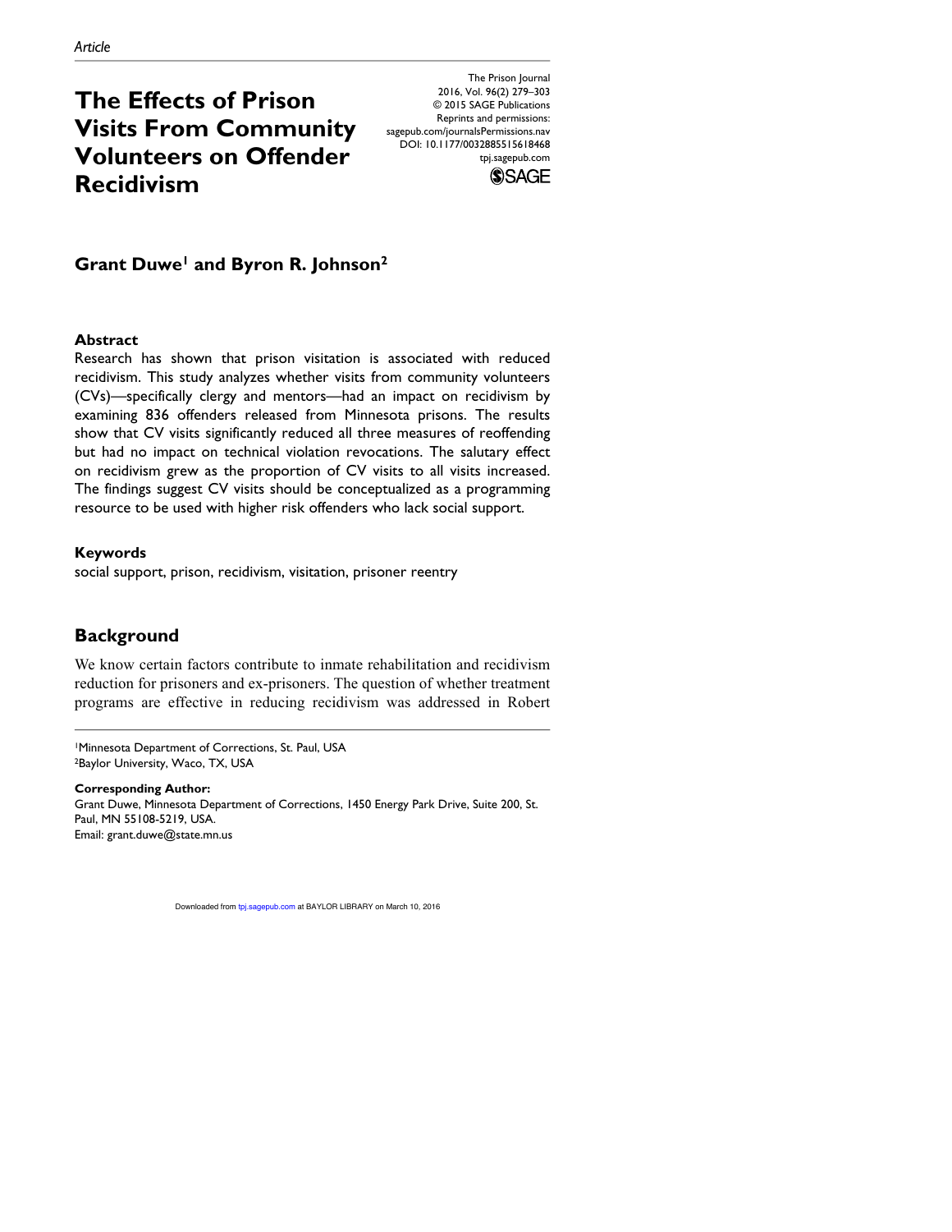Article

# The Effects of Prison Visits From Community Volunteers on Offender Recidivism

The Prison Journal
2016, Vol. 96(2) 279–303
© 2015 SAGE Publications
Reprints and permissions: sagepub.com/journalsPermissions.nav
DOI: 10.1177/0032885515618468
tpj.sagepub.com

**Grant Duwe[1] and Byron R. Johnson[2]**

## Abstract

Research has shown that prison visitation is associated with reduced recidivism. This study analyzes whether visits from community volunteers (CVs)—specifically clergy and mentors—had an impact on recidivism by examining 836 offenders released from Minnesota prisons. The results show that CV visits significantly reduced all three measures of reoffending but had no impact on technical violation revocations. The salutary effect on recidivism grew as the proportion of CV visits to all visits increased. The findings suggest CV visits should be conceptualized as a programming resource to be used with higher risk offenders who lack social support.

## Keywords

social support, prison, recidivism, visitation, prisoner reentry

## Background

We know certain factors contribute to inmate rehabilitation and recidivism reduction for prisoners and ex-prisoners. The question of whether treatment programs are effective in reducing recidivism was addressed in Robert

[1]Minnesota Department of Corrections, St. Paul, USA
[2]Baylor University, Waco, TX, USA

**Corresponding Author:**
Grant Duwe, Minnesota Department of Corrections, 1450 Energy Park Drive, Suite 200, St. Paul, MN 55108-5219, USA.
Email: grant.duwe@state.mn.us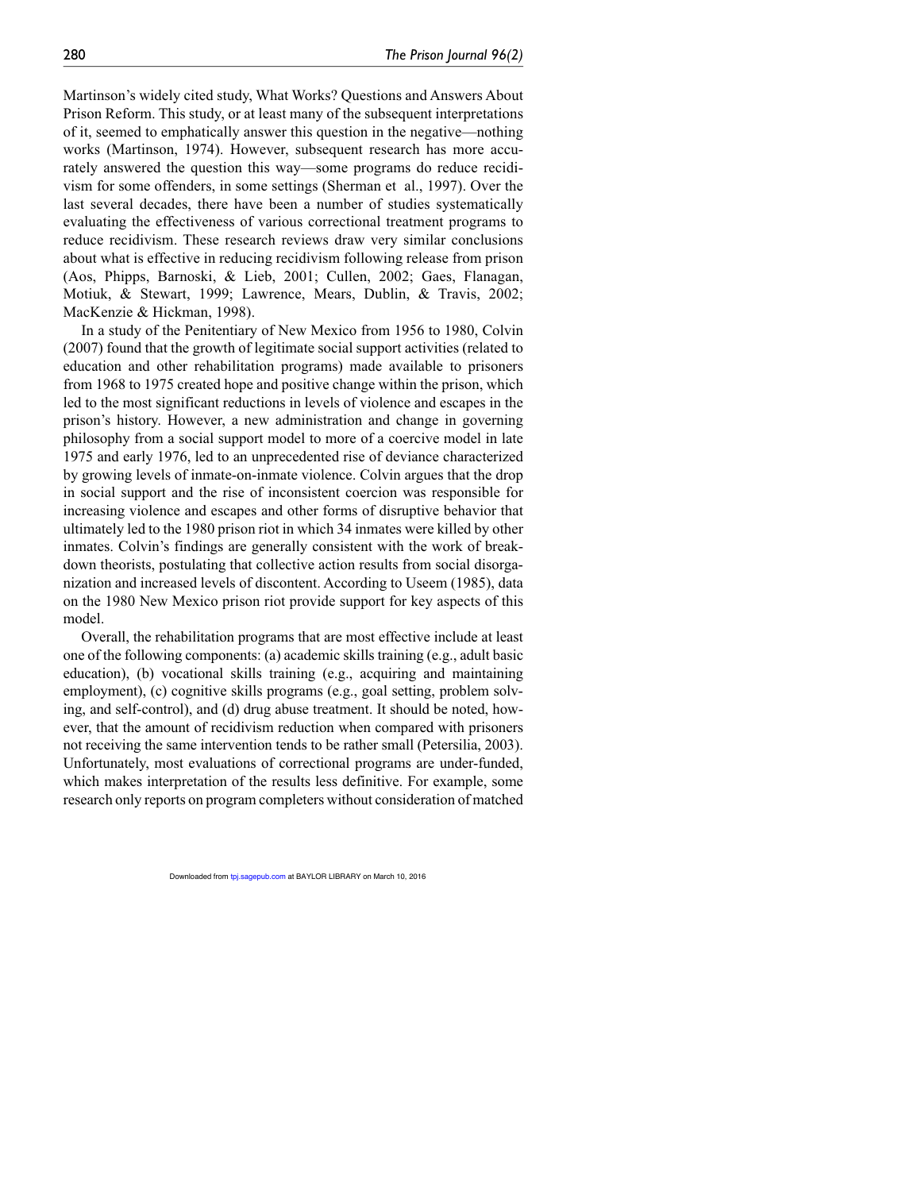Martinson's widely cited study, What Works? Questions and Answers About Prison Reform. This study, or at least many of the subsequent interpretations of it, seemed to emphatically answer this question in the negative—nothing works (Martinson, 1974). However, subsequent research has more accurately answered the question this way—some programs do reduce recidivism for some offenders, in some settings (Sherman et al., 1997). Over the last several decades, there have been a number of studies systematically evaluating the effectiveness of various correctional treatment programs to reduce recidivism. These research reviews draw very similar conclusions about what is effective in reducing recidivism following release from prison (Aos, Phipps, Barnoski, & Lieb, 2001; Cullen, 2002; Gaes, Flanagan, Motiuk, & Stewart, 1999; Lawrence, Mears, Dublin, & Travis, 2002; MacKenzie & Hickman, 1998).

In a study of the Penitentiary of New Mexico from 1956 to 1980, Colvin (2007) found that the growth of legitimate social support activities (related to education and other rehabilitation programs) made available to prisoners from 1968 to 1975 created hope and positive change within the prison, which led to the most significant reductions in levels of violence and escapes in the prison's history. However, a new administration and change in governing philosophy from a social support model to more of a coercive model in late 1975 and early 1976, led to an unprecedented rise of deviance characterized by growing levels of inmate-on-inmate violence. Colvin argues that the drop in social support and the rise of inconsistent coercion was responsible for increasing violence and escapes and other forms of disruptive behavior that ultimately led to the 1980 prison riot in which 34 inmates were killed by other inmates. Colvin's findings are generally consistent with the work of breakdown theorists, postulating that collective action results from social disorganization and increased levels of discontent. According to Useem (1985), data on the 1980 New Mexico prison riot provide support for key aspects of this model.

Overall, the rehabilitation programs that are most effective include at least one of the following components: (a) academic skills training (e.g., adult basic education), (b) vocational skills training (e.g., acquiring and maintaining employment), (c) cognitive skills programs (e.g., goal setting, problem solving, and self-control), and (d) drug abuse treatment. It should be noted, however, that the amount of recidivism reduction when compared with prisoners not receiving the same intervention tends to be rather small (Petersilia, 2003). Unfortunately, most evaluations of correctional programs are under-funded, which makes interpretation of the results less definitive. For example, some research only reports on program completers without consideration of matched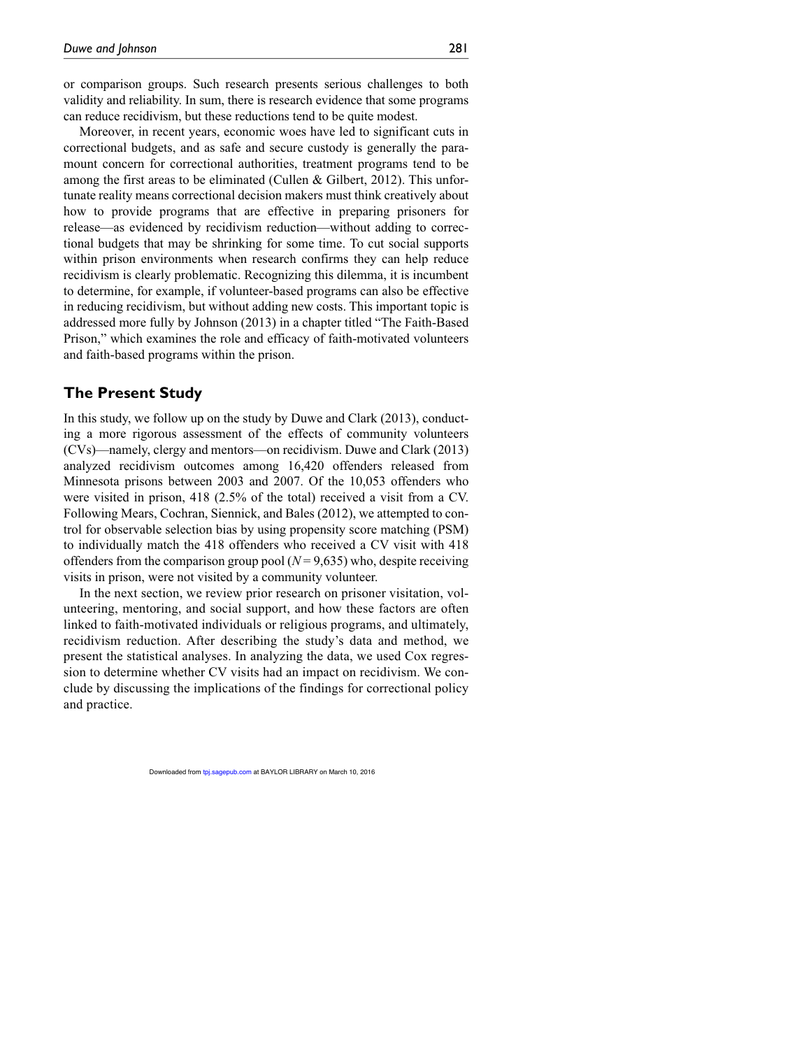or comparison groups. Such research presents serious challenges to both validity and reliability. In sum, there is research evidence that some programs can reduce recidivism, but these reductions tend to be quite modest.

Moreover, in recent years, economic woes have led to significant cuts in correctional budgets, and as safe and secure custody is generally the paramount concern for correctional authorities, treatment programs tend to be among the first areas to be eliminated (Cullen & Gilbert, 2012). This unfortunate reality means correctional decision makers must think creatively about how to provide programs that are effective in preparing prisoners for release—as evidenced by recidivism reduction—without adding to correctional budgets that may be shrinking for some time. To cut social supports within prison environments when research confirms they can help reduce recidivism is clearly problematic. Recognizing this dilemma, it is incumbent to determine, for example, if volunteer-based programs can also be effective in reducing recidivism, but without adding new costs. This important topic is addressed more fully by Johnson (2013) in a chapter titled "The Faith-Based Prison," which examines the role and efficacy of faith-motivated volunteers and faith-based programs within the prison.

## The Present Study

In this study, we follow up on the study by Duwe and Clark (2013), conducting a more rigorous assessment of the effects of community volunteers (CVs)—namely, clergy and mentors—on recidivism. Duwe and Clark (2013) analyzed recidivism outcomes among 16,420 offenders released from Minnesota prisons between 2003 and 2007. Of the 10,053 offenders who were visited in prison, 418 (2.5% of the total) received a visit from a CV. Following Mears, Cochran, Siennick, and Bales (2012), we attempted to control for observable selection bias by using propensity score matching (PSM) to individually match the 418 offenders who received a CV visit with 418 offenders from the comparison group pool ($N = 9{,}635$) who, despite receiving visits in prison, were not visited by a community volunteer.

In the next section, we review prior research on prisoner visitation, volunteering, mentoring, and social support, and how these factors are often linked to faith-motivated individuals or religious programs, and ultimately, recidivism reduction. After describing the study's data and method, we present the statistical analyses. In analyzing the data, we used Cox regression to determine whether CV visits had an impact on recidivism. We conclude by discussing the implications of the findings for correctional policy and practice.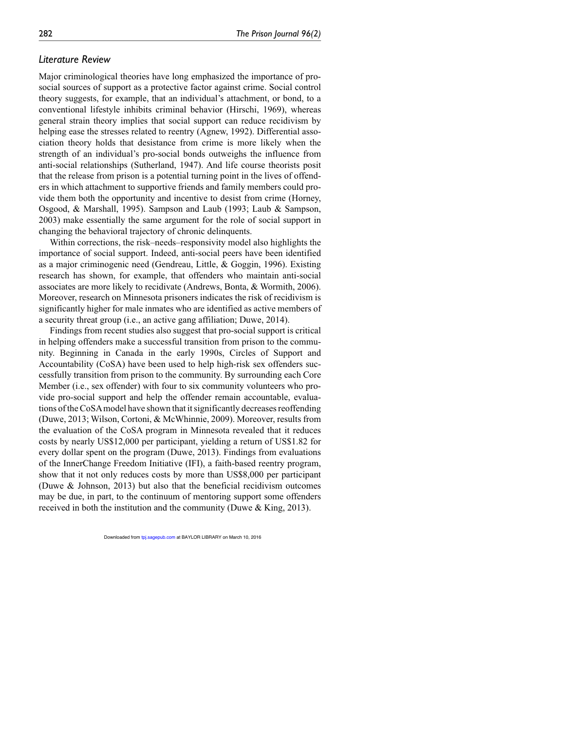## *Literature Review*

Major criminological theories have long emphasized the importance of pro-social sources of support as a protective factor against crime. Social control theory suggests, for example, that an individual's attachment, or bond, to a conventional lifestyle inhibits criminal behavior (Hirschi, 1969), whereas general strain theory implies that social support can reduce recidivism by helping ease the stresses related to reentry (Agnew, 1992). Differential association theory holds that desistance from crime is more likely when the strength of an individual's pro-social bonds outweighs the influence from anti-social relationships (Sutherland, 1947). And life course theorists posit that the release from prison is a potential turning point in the lives of offenders in which attachment to supportive friends and family members could provide them both the opportunity and incentive to desist from crime (Horney, Osgood, & Marshall, 1995). Sampson and Laub (1993; Laub & Sampson, 2003) make essentially the same argument for the role of social support in changing the behavioral trajectory of chronic delinquents.

Within corrections, the risk–needs–responsivity model also highlights the importance of social support. Indeed, anti-social peers have been identified as a major criminogenic need (Gendreau, Little, & Goggin, 1996). Existing research has shown, for example, that offenders who maintain anti-social associates are more likely to recidivate (Andrews, Bonta, & Wormith, 2006). Moreover, research on Minnesota prisoners indicates the risk of recidivism is significantly higher for male inmates who are identified as active members of a security threat group (i.e., an active gang affiliation; Duwe, 2014).

Findings from recent studies also suggest that pro-social support is critical in helping offenders make a successful transition from prison to the community. Beginning in Canada in the early 1990s, Circles of Support and Accountability (CoSA) have been used to help high-risk sex offenders successfully transition from prison to the community. By surrounding each Core Member (i.e., sex offender) with four to six community volunteers who provide pro-social support and help the offender remain accountable, evaluations of the CoSA model have shown that it significantly decreases reoffending (Duwe, 2013; Wilson, Cortoni, & McWhinnie, 2009). Moreover, results from the evaluation of the CoSA program in Minnesota revealed that it reduces costs by nearly US$12,000 per participant, yielding a return of US$1.82 for every dollar spent on the program (Duwe, 2013). Findings from evaluations of the InnerChange Freedom Initiative (IFI), a faith-based reentry program, show that it not only reduces costs by more than US$8,000 per participant (Duwe & Johnson, 2013) but also that the beneficial recidivism outcomes may be due, in part, to the continuum of mentoring support some offenders received in both the institution and the community (Duwe & King, 2013).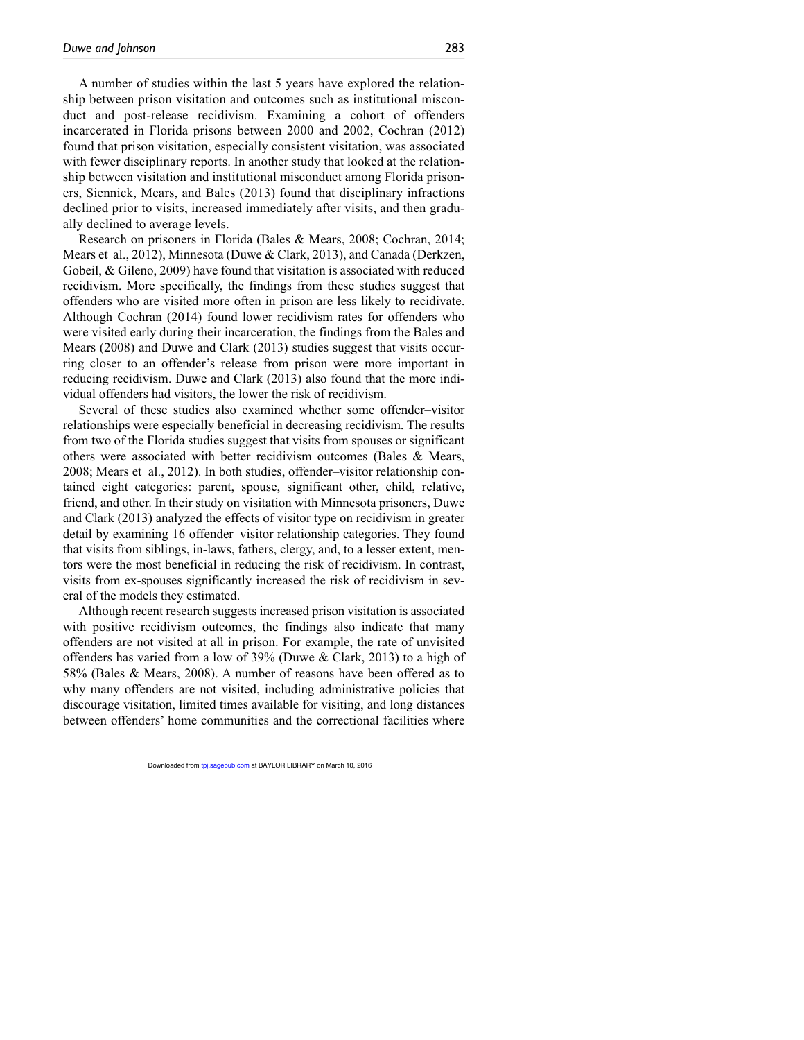A number of studies within the last 5 years have explored the relationship between prison visitation and outcomes such as institutional misconduct and post-release recidivism. Examining a cohort of offenders incarcerated in Florida prisons between 2000 and 2002, Cochran (2012) found that prison visitation, especially consistent visitation, was associated with fewer disciplinary reports. In another study that looked at the relationship between visitation and institutional misconduct among Florida prisoners, Siennick, Mears, and Bales (2013) found that disciplinary infractions declined prior to visits, increased immediately after visits, and then gradually declined to average levels.

Research on prisoners in Florida (Bales & Mears, 2008; Cochran, 2014; Mears et al., 2012), Minnesota (Duwe & Clark, 2013), and Canada (Derkzen, Gobeil, & Gileno, 2009) have found that visitation is associated with reduced recidivism. More specifically, the findings from these studies suggest that offenders who are visited more often in prison are less likely to recidivate. Although Cochran (2014) found lower recidivism rates for offenders who were visited early during their incarceration, the findings from the Bales and Mears (2008) and Duwe and Clark (2013) studies suggest that visits occurring closer to an offender's release from prison were more important in reducing recidivism. Duwe and Clark (2013) also found that the more individual offenders had visitors, the lower the risk of recidivism.

Several of these studies also examined whether some offender–visitor relationships were especially beneficial in decreasing recidivism. The results from two of the Florida studies suggest that visits from spouses or significant others were associated with better recidivism outcomes (Bales & Mears, 2008; Mears et al., 2012). In both studies, offender–visitor relationship contained eight categories: parent, spouse, significant other, child, relative, friend, and other. In their study on visitation with Minnesota prisoners, Duwe and Clark (2013) analyzed the effects of visitor type on recidivism in greater detail by examining 16 offender–visitor relationship categories. They found that visits from siblings, in-laws, fathers, clergy, and, to a lesser extent, mentors were the most beneficial in reducing the risk of recidivism. In contrast, visits from ex-spouses significantly increased the risk of recidivism in several of the models they estimated.

Although recent research suggests increased prison visitation is associated with positive recidivism outcomes, the findings also indicate that many offenders are not visited at all in prison. For example, the rate of unvisited offenders has varied from a low of 39% (Duwe & Clark, 2013) to a high of 58% (Bales & Mears, 2008). A number of reasons have been offered as to why many offenders are not visited, including administrative policies that discourage visitation, limited times available for visiting, and long distances between offenders' home communities and the correctional facilities where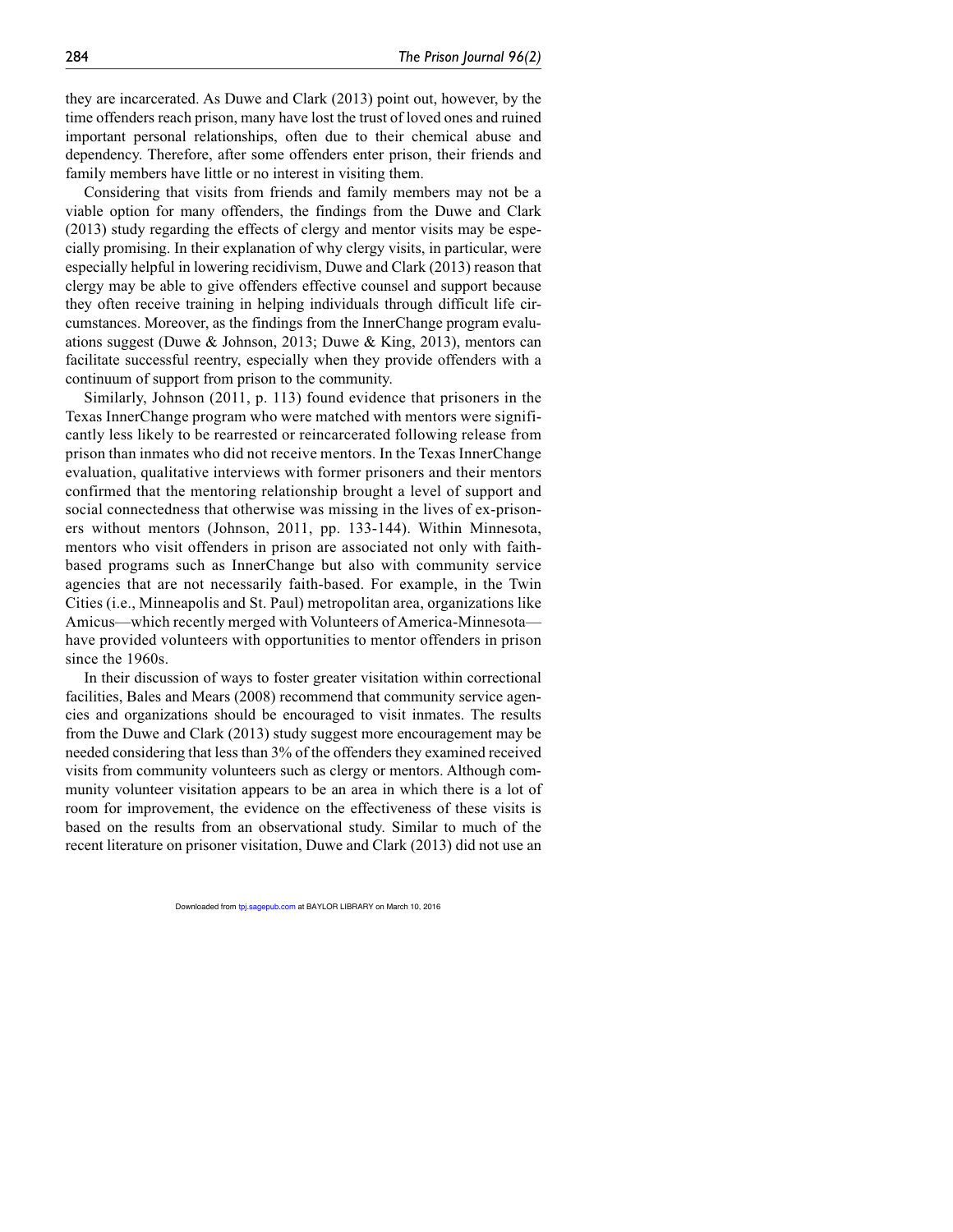they are incarcerated. As Duwe and Clark (2013) point out, however, by the time offenders reach prison, many have lost the trust of loved ones and ruined important personal relationships, often due to their chemical abuse and dependency. Therefore, after some offenders enter prison, their friends and family members have little or no interest in visiting them.

Considering that visits from friends and family members may not be a viable option for many offenders, the findings from the Duwe and Clark (2013) study regarding the effects of clergy and mentor visits may be especially promising. In their explanation of why clergy visits, in particular, were especially helpful in lowering recidivism, Duwe and Clark (2013) reason that clergy may be able to give offenders effective counsel and support because they often receive training in helping individuals through difficult life circumstances. Moreover, as the findings from the InnerChange program evaluations suggest (Duwe & Johnson, 2013; Duwe & King, 2013), mentors can facilitate successful reentry, especially when they provide offenders with a continuum of support from prison to the community.

Similarly, Johnson (2011, p. 113) found evidence that prisoners in the Texas InnerChange program who were matched with mentors were significantly less likely to be rearrested or reincarcerated following release from prison than inmates who did not receive mentors. In the Texas InnerChange evaluation, qualitative interviews with former prisoners and their mentors confirmed that the mentoring relationship brought a level of support and social connectedness that otherwise was missing in the lives of ex-prisoners without mentors (Johnson, 2011, pp. 133-144). Within Minnesota, mentors who visit offenders in prison are associated not only with faith-based programs such as InnerChange but also with community service agencies that are not necessarily faith-based. For example, in the Twin Cities (i.e., Minneapolis and St. Paul) metropolitan area, organizations like Amicus—which recently merged with Volunteers of America-Minnesota—have provided volunteers with opportunities to mentor offenders in prison since the 1960s.

In their discussion of ways to foster greater visitation within correctional facilities, Bales and Mears (2008) recommend that community service agencies and organizations should be encouraged to visit inmates. The results from the Duwe and Clark (2013) study suggest more encouragement may be needed considering that less than 3% of the offenders they examined received visits from community volunteers such as clergy or mentors. Although community volunteer visitation appears to be an area in which there is a lot of room for improvement, the evidence on the effectiveness of these visits is based on the results from an observational study. Similar to much of the recent literature on prisoner visitation, Duwe and Clark (2013) did not use an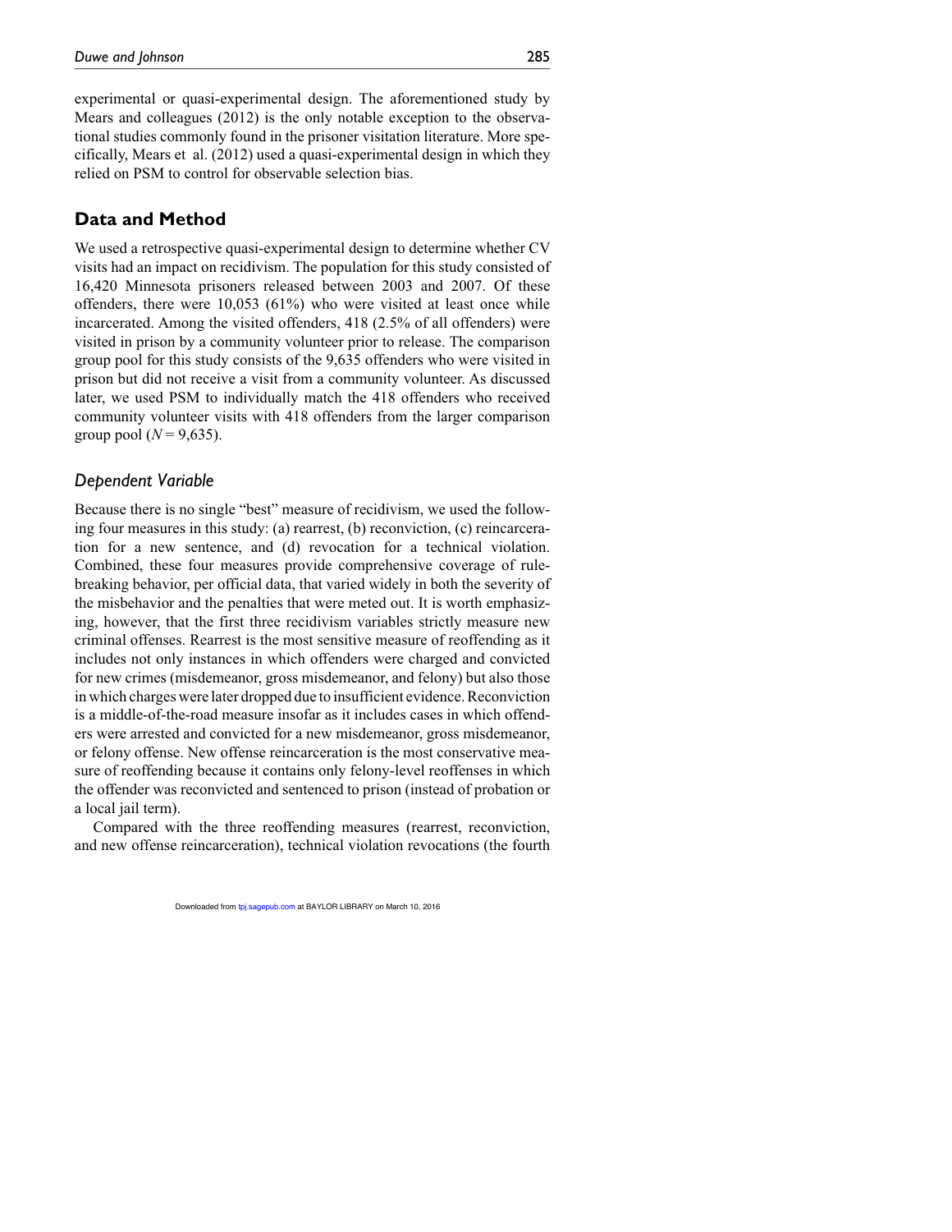experimental or quasi-experimental design. The aforementioned study by Mears and colleagues (2012) is the only notable exception to the observational studies commonly found in the prisoner visitation literature. More specifically, Mears et al. (2012) used a quasi-experimental design in which they relied on PSM to control for observable selection bias.

## Data and Method

We used a retrospective quasi-experimental design to determine whether CV visits had an impact on recidivism. The population for this study consisted of 16,420 Minnesota prisoners released between 2003 and 2007. Of these offenders, there were 10,053 (61%) who were visited at least once while incarcerated. Among the visited offenders, 418 (2.5% of all offenders) were visited in prison by a community volunteer prior to release. The comparison group pool for this study consists of the 9,635 offenders who were visited in prison but did not receive a visit from a community volunteer. As discussed later, we used PSM to individually match the 418 offenders who received community volunteer visits with 418 offenders from the larger comparison group pool ($N = 9{,}635$).

### *Dependent Variable*

Because there is no single "best" measure of recidivism, we used the following four measures in this study: (a) rearrest, (b) reconviction, (c) reincarceration for a new sentence, and (d) revocation for a technical violation. Combined, these four measures provide comprehensive coverage of rule-breaking behavior, per official data, that varied widely in both the severity of the misbehavior and the penalties that were meted out. It is worth emphasizing, however, that the first three recidivism variables strictly measure new criminal offenses. Rearrest is the most sensitive measure of reoffending as it includes not only instances in which offenders were charged and convicted for new crimes (misdemeanor, gross misdemeanor, and felony) but also those in which charges were later dropped due to insufficient evidence. Reconviction is a middle-of-the-road measure insofar as it includes cases in which offenders were arrested and convicted for a new misdemeanor, gross misdemeanor, or felony offense. New offense reincarceration is the most conservative measure of reoffending because it contains only felony-level reoffenses in which the offender was reconvicted and sentenced to prison (instead of probation or a local jail term).

Compared with the three reoffending measures (rearrest, reconviction, and new offense reincarceration), technical violation revocations (the fourth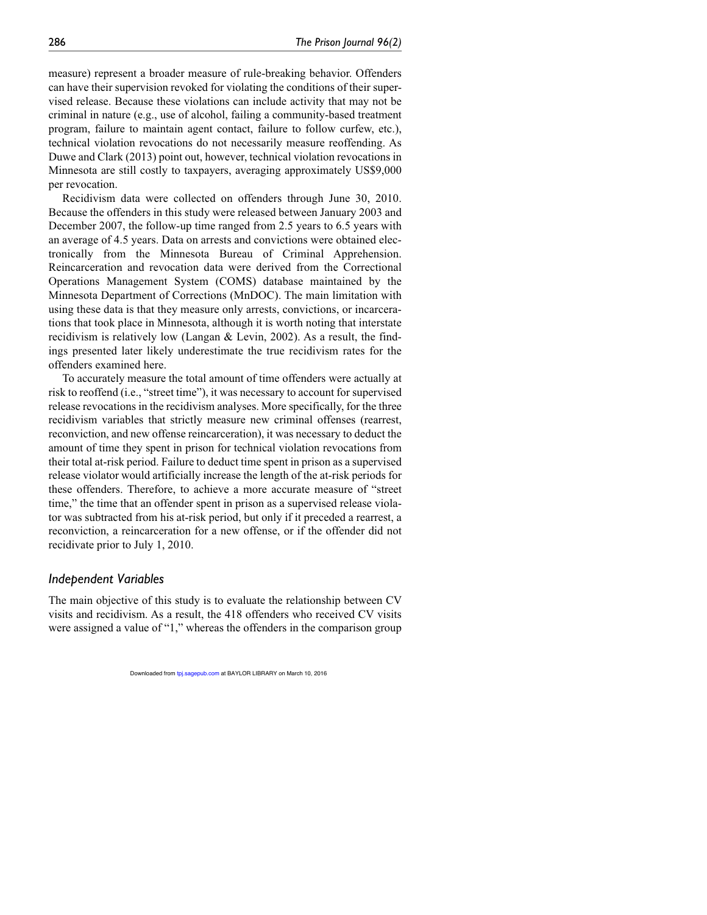measure) represent a broader measure of rule-breaking behavior. Offenders can have their supervision revoked for violating the conditions of their supervised release. Because these violations can include activity that may not be criminal in nature (e.g., use of alcohol, failing a community-based treatment program, failure to maintain agent contact, failure to follow curfew, etc.), technical violation revocations do not necessarily measure reoffending. As Duwe and Clark (2013) point out, however, technical violation revocations in Minnesota are still costly to taxpayers, averaging approximately US$9,000 per revocation.

Recidivism data were collected on offenders through June 30, 2010. Because the offenders in this study were released between January 2003 and December 2007, the follow-up time ranged from 2.5 years to 6.5 years with an average of 4.5 years. Data on arrests and convictions were obtained electronically from the Minnesota Bureau of Criminal Apprehension. Reincarceration and revocation data were derived from the Correctional Operations Management System (COMS) database maintained by the Minnesota Department of Corrections (MnDOC). The main limitation with using these data is that they measure only arrests, convictions, or incarcerations that took place in Minnesota, although it is worth noting that interstate recidivism is relatively low (Langan & Levin, 2002). As a result, the findings presented later likely underestimate the true recidivism rates for the offenders examined here.

To accurately measure the total amount of time offenders were actually at risk to reoffend (i.e., "street time"), it was necessary to account for supervised release revocations in the recidivism analyses. More specifically, for the three recidivism variables that strictly measure new criminal offenses (rearrest, reconviction, and new offense reincarceration), it was necessary to deduct the amount of time they spent in prison for technical violation revocations from their total at-risk period. Failure to deduct time spent in prison as a supervised release violator would artificially increase the length of the at-risk periods for these offenders. Therefore, to achieve a more accurate measure of "street time," the time that an offender spent in prison as a supervised release violator was subtracted from his at-risk period, but only if it preceded a rearrest, a reconviction, a reincarceration for a new offense, or if the offender did not recidivate prior to July 1, 2010.

### *Independent Variables*

The main objective of this study is to evaluate the relationship between CV visits and recidivism. As a result, the 418 offenders who received CV visits were assigned a value of "1," whereas the offenders in the comparison group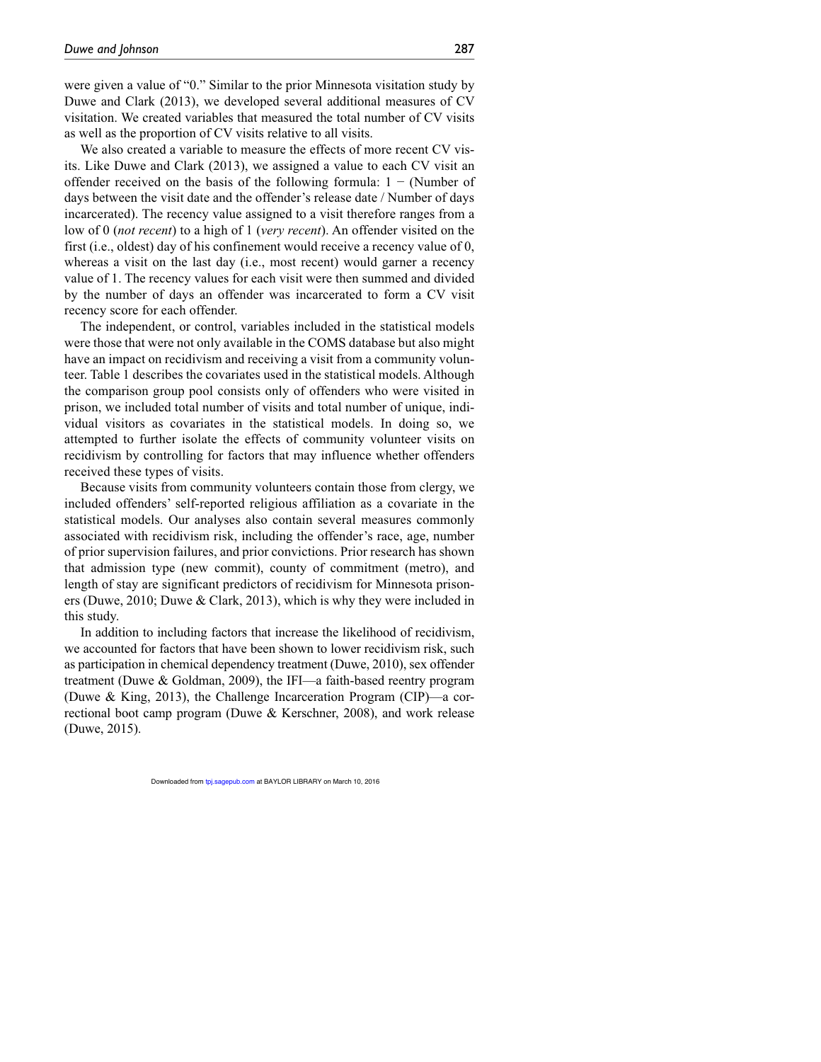were given a value of "0." Similar to the prior Minnesota visitation study by Duwe and Clark (2013), we developed several additional measures of CV visitation. We created variables that measured the total number of CV visits as well as the proportion of CV visits relative to all visits.

We also created a variable to measure the effects of more recent CV visits. Like Duwe and Clark (2013), we assigned a value to each CV visit an offender received on the basis of the following formula: 1 − (Number of days between the visit date and the offender's release date / Number of days incarcerated). The recency value assigned to a visit therefore ranges from a low of 0 (*not recent*) to a high of 1 (*very recent*). An offender visited on the first (i.e., oldest) day of his confinement would receive a recency value of 0, whereas a visit on the last day (i.e., most recent) would garner a recency value of 1. The recency values for each visit were then summed and divided by the number of days an offender was incarcerated to form a CV visit recency score for each offender.

The independent, or control, variables included in the statistical models were those that were not only available in the COMS database but also might have an impact on recidivism and receiving a visit from a community volunteer. Table 1 describes the covariates used in the statistical models. Although the comparison group pool consists only of offenders who were visited in prison, we included total number of visits and total number of unique, individual visitors as covariates in the statistical models. In doing so, we attempted to further isolate the effects of community volunteer visits on recidivism by controlling for factors that may influence whether offenders received these types of visits.

Because visits from community volunteers contain those from clergy, we included offenders' self-reported religious affiliation as a covariate in the statistical models. Our analyses also contain several measures commonly associated with recidivism risk, including the offender's race, age, number of prior supervision failures, and prior convictions. Prior research has shown that admission type (new commit), county of commitment (metro), and length of stay are significant predictors of recidivism for Minnesota prisoners (Duwe, 2010; Duwe & Clark, 2013), which is why they were included in this study.

In addition to including factors that increase the likelihood of recidivism, we accounted for factors that have been shown to lower recidivism risk, such as participation in chemical dependency treatment (Duwe, 2010), sex offender treatment (Duwe & Goldman, 2009), the IFI—a faith-based reentry program (Duwe & King, 2013), the Challenge Incarceration Program (CIP)—a correctional boot camp program (Duwe & Kerschner, 2008), and work release (Duwe, 2015).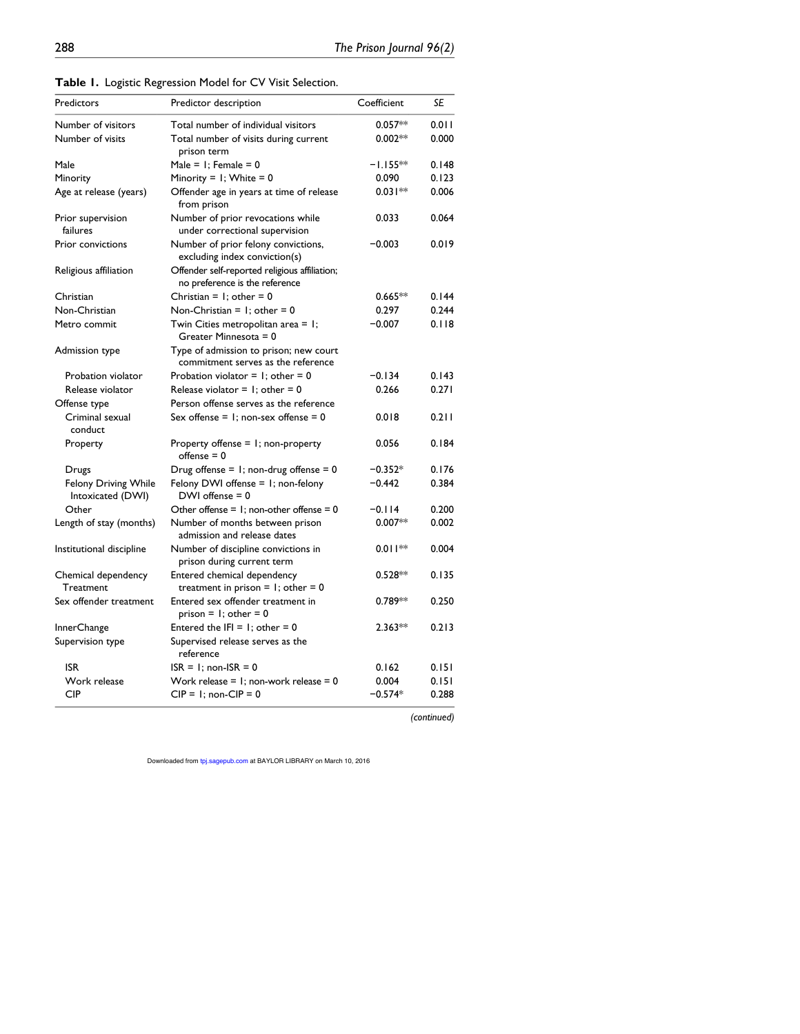**Table 1.** Logistic Regression Model for CV Visit Selection.

| Predictors | Predictor description | Coefficient | *SE* |
|---|---|---|---|
| Number of visitors | Total number of individual visitors | 0.057** | 0.011 |
| Number of visits | Total number of visits during current prison term | 0.002** | 0.000 |
| Male | Male = 1; Female = 0 | −1.155** | 0.148 |
| Minority | Minority = 1; White = 0 | 0.090 | 0.123 |
| Age at release (years) | Offender age in years at time of release from prison | 0.031** | 0.006 |
| Prior supervision failures | Number of prior revocations while under correctional supervision | 0.033 | 0.064 |
| Prior convictions | Number of prior felony convictions, excluding index conviction(s) | −0.003 | 0.019 |
| Religious affiliation | Offender self-reported religious affiliation; no preference is the reference | | |
| Christian | Christian = 1; other = 0 | 0.665** | 0.144 |
| Non-Christian | Non-Christian = 1; other = 0 | 0.297 | 0.244 |
| Metro commit | Twin Cities metropolitan area = 1; Greater Minnesota = 0 | −0.007 | 0.118 |
| Admission type | Type of admission to prison; new court commitment serves as the reference | | |
| Probation violator | Probation violator = 1; other = 0 | −0.134 | 0.143 |
| Release violator | Release violator = 1; other = 0 | 0.266 | 0.271 |
| Offense type | Person offense serves as the reference | | |
| Criminal sexual conduct | Sex offense = 1; non-sex offense = 0 | 0.018 | 0.211 |
| Property | Property offense = 1; non-property offense = 0 | 0.056 | 0.184 |
| Drugs | Drug offense = 1; non-drug offense = 0 | −0.352* | 0.176 |
| Felony Driving While Intoxicated (DWI) | Felony DWI offense = 1; non-felony DWI offense = 0 | −0.442 | 0.384 |
| Other | Other offense = 1; non-other offense = 0 | −0.114 | 0.200 |
| Length of stay (months) | Number of months between prison admission and release dates | 0.007** | 0.002 |
| Institutional discipline | Number of discipline convictions in prison during current term | 0.011** | 0.004 |
| Chemical dependency Treatment | Entered chemical dependency treatment in prison = 1; other = 0 | 0.528** | 0.135 |
| Sex offender treatment | Entered sex offender treatment in prison = 1; other = 0 | 0.789** | 0.250 |
| InnerChange | Entered the IFI = 1; other = 0 | 2.363** | 0.213 |
| Supervision type | Supervised release serves as the reference | | |
| ISR | ISR = 1; non-ISR = 0 | 0.162 | 0.151 |
| Work release | Work release = 1; non-work release = 0 | 0.004 | 0.151 |
| CIP | CIP = 1; non-CIP = 0 | −0.574* | 0.288 |

*(continued)*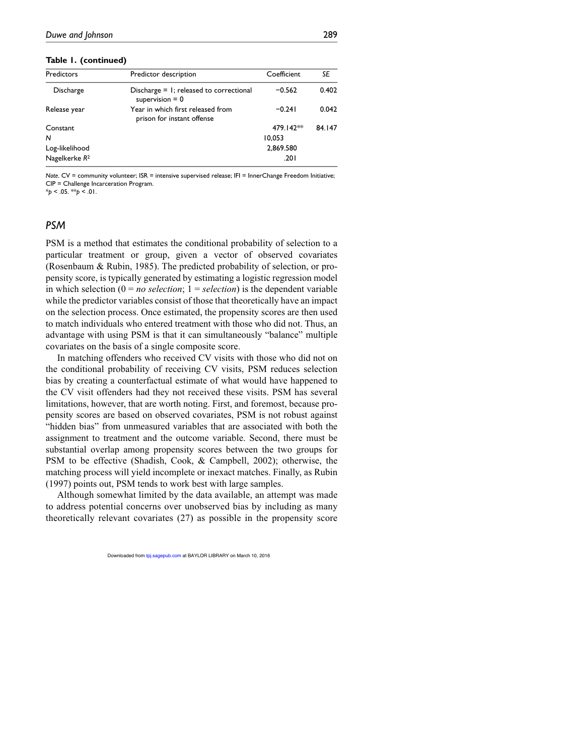**Table 1. (continued)**

| Predictors | Predictor description | Coefficient | *SE* |
|---|---|---|---|
| Discharge | Discharge = 1; released to correctional supervision = 0 | −0.562 | 0.402 |
| Release year | Year in which first released from prison for instant offense | −0.241 | 0.042 |
| Constant | | 479.142** | 84.147 |
| *N* | | 10,053 | |
| Log-likelihood | | 2,869.580 | |
| Nagelkerke $R^2$ | | .201 | |

*Note.* CV = community volunteer; ISR = intensive supervised release; IFI = InnerChange Freedom Initiative; CIP = Challenge Incarceration Program.
*$p < .05$. **$p < .01$.

## PSM

PSM is a method that estimates the conditional probability of selection to a particular treatment or group, given a vector of observed covariates (Rosenbaum & Rubin, 1985). The predicted probability of selection, or propensity score, is typically generated by estimating a logistic regression model in which selection (0 = *no selection*; 1 = *selection*) is the dependent variable while the predictor variables consist of those that theoretically have an impact on the selection process. Once estimated, the propensity scores are then used to match individuals who entered treatment with those who did not. Thus, an advantage with using PSM is that it can simultaneously "balance" multiple covariates on the basis of a single composite score.

In matching offenders who received CV visits with those who did not on the conditional probability of receiving CV visits, PSM reduces selection bias by creating a counterfactual estimate of what would have happened to the CV visit offenders had they not received these visits. PSM has several limitations, however, that are worth noting. First, and foremost, because propensity scores are based on observed covariates, PSM is not robust against "hidden bias" from unmeasured variables that are associated with both the assignment to treatment and the outcome variable. Second, there must be substantial overlap among propensity scores between the two groups for PSM to be effective (Shadish, Cook, & Campbell, 2002); otherwise, the matching process will yield incomplete or inexact matches. Finally, as Rubin (1997) points out, PSM tends to work best with large samples.

Although somewhat limited by the data available, an attempt was made to address potential concerns over unobserved bias by including as many theoretically relevant covariates (27) as possible in the propensity score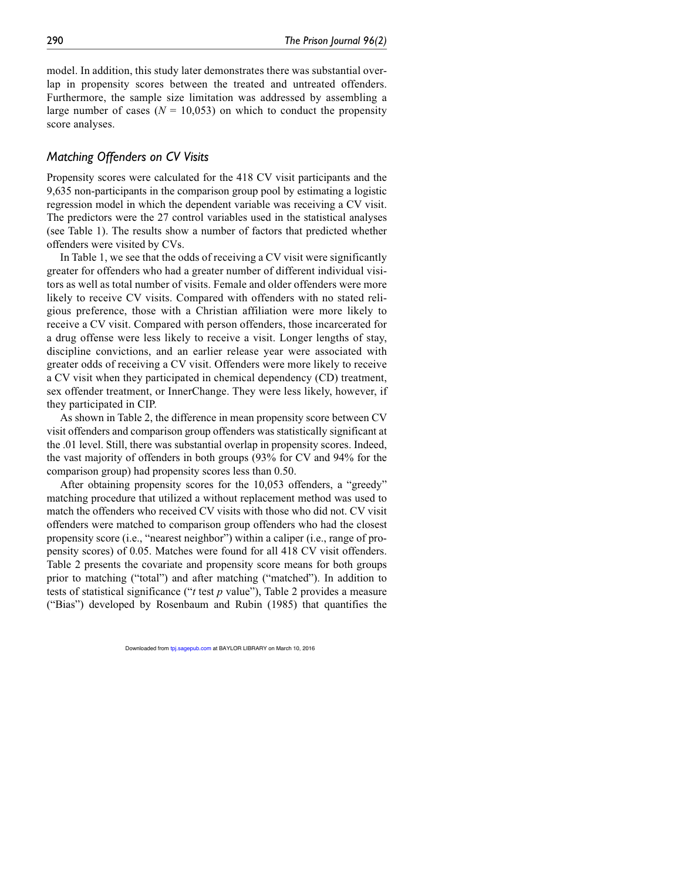model. In addition, this study later demonstrates there was substantial overlap in propensity scores between the treated and untreated offenders. Furthermore, the sample size limitation was addressed by assembling a large number of cases ($N$ = 10,053) on which to conduct the propensity score analyses.

## *Matching Offenders on CV Visits*

Propensity scores were calculated for the 418 CV visit participants and the 9,635 non-participants in the comparison group pool by estimating a logistic regression model in which the dependent variable was receiving a CV visit. The predictors were the 27 control variables used in the statistical analyses (see Table 1). The results show a number of factors that predicted whether offenders were visited by CVs.

In Table 1, we see that the odds of receiving a CV visit were significantly greater for offenders who had a greater number of different individual visitors as well as total number of visits. Female and older offenders were more likely to receive CV visits. Compared with offenders with no stated religious preference, those with a Christian affiliation were more likely to receive a CV visit. Compared with person offenders, those incarcerated for a drug offense were less likely to receive a visit. Longer lengths of stay, discipline convictions, and an earlier release year were associated with greater odds of receiving a CV visit. Offenders were more likely to receive a CV visit when they participated in chemical dependency (CD) treatment, sex offender treatment, or InnerChange. They were less likely, however, if they participated in CIP.

As shown in Table 2, the difference in mean propensity score between CV visit offenders and comparison group offenders was statistically significant at the .01 level. Still, there was substantial overlap in propensity scores. Indeed, the vast majority of offenders in both groups (93% for CV and 94% for the comparison group) had propensity scores less than 0.50.

After obtaining propensity scores for the 10,053 offenders, a "greedy" matching procedure that utilized a without replacement method was used to match the offenders who received CV visits with those who did not. CV visit offenders were matched to comparison group offenders who had the closest propensity score (i.e., "nearest neighbor") within a caliper (i.e., range of propensity scores) of 0.05. Matches were found for all 418 CV visit offenders. Table 2 presents the covariate and propensity score means for both groups prior to matching ("total") and after matching ("matched"). In addition to tests of statistical significance ("$t$ test $p$ value"), Table 2 provides a measure ("Bias") developed by Rosenbaum and Rubin (1985) that quantifies the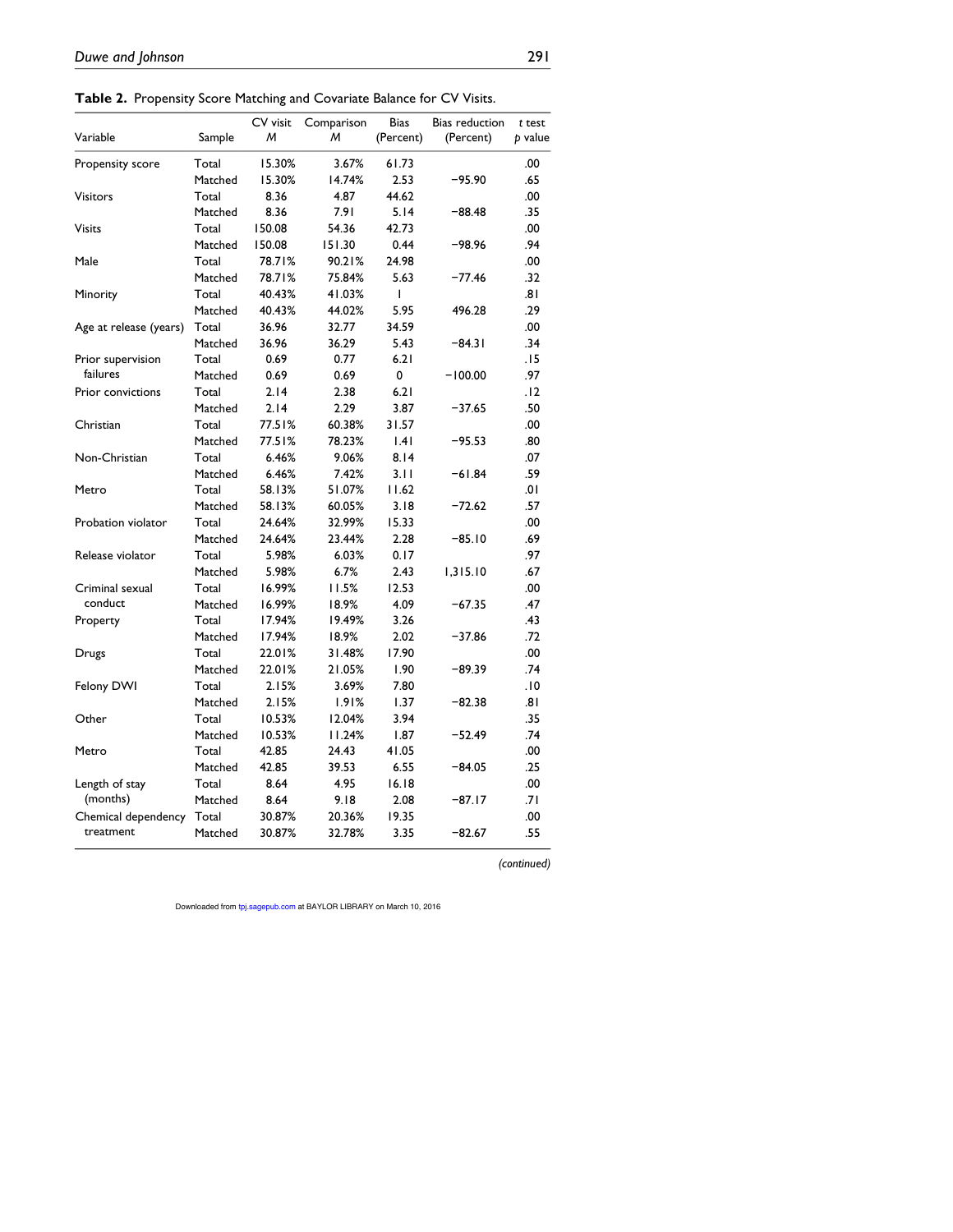**Table 2.** Propensity Score Matching and Covariate Balance for CV Visits.

| Variable | Sample | CV visit *M* | Comparison *M* | Bias (Percent) | Bias reduction (Percent) | *t* test *p* value |
|---|---|---|---|---|---|---|
| Propensity score | Total | 15.30% | 3.67% | 61.73 | | .00 |
| | Matched | 15.30% | 14.74% | 2.53 | −95.90 | .65 |
| Visitors | Total | 8.36 | 4.87 | 44.62 | | .00 |
| | Matched | 8.36 | 7.91 | 5.14 | −88.48 | .35 |
| Visits | Total | 150.08 | 54.36 | 42.73 | | .00 |
| | Matched | 150.08 | 151.30 | 0.44 | −98.96 | .94 |
| Male | Total | 78.71% | 90.21% | 24.98 | | .00 |
| | Matched | 78.71% | 75.84% | 5.63 | −77.46 | .32 |
| Minority | Total | 40.43% | 41.03% | 1 | | .81 |
| | Matched | 40.43% | 44.02% | 5.95 | 496.28 | .29 |
| Age at release (years) | Total | 36.96 | 32.77 | 34.59 | | .00 |
| | Matched | 36.96 | 36.29 | 5.43 | −84.31 | .34 |
| Prior supervision failures | Total | 0.69 | 0.77 | 6.21 | | .15 |
| | Matched | 0.69 | 0.69 | 0 | −100.00 | .97 |
| Prior convictions | Total | 2.14 | 2.38 | 6.21 | | .12 |
| | Matched | 2.14 | 2.29 | 3.87 | −37.65 | .50 |
| Christian | Total | 77.51% | 60.38% | 31.57 | | .00 |
| | Matched | 77.51% | 78.23% | 1.41 | −95.53 | .80 |
| Non-Christian | Total | 6.46% | 9.06% | 8.14 | | .07 |
| | Matched | 6.46% | 7.42% | 3.11 | −61.84 | .59 |
| Metro | Total | 58.13% | 51.07% | 11.62 | | .01 |
| | Matched | 58.13% | 60.05% | 3.18 | −72.62 | .57 |
| Probation violator | Total | 24.64% | 32.99% | 15.33 | | .00 |
| | Matched | 24.64% | 23.44% | 2.28 | −85.10 | .69 |
| Release violator | Total | 5.98% | 6.03% | 0.17 | | .97 |
| | Matched | 5.98% | 6.7% | 2.43 | 1,315.10 | .67 |
| Criminal sexual conduct | Total | 16.99% | 11.5% | 12.53 | | .00 |
| | Matched | 16.99% | 18.9% | 4.09 | −67.35 | .47 |
| Property | Total | 17.94% | 19.49% | 3.26 | | .43 |
| | Matched | 17.94% | 18.9% | 2.02 | −37.86 | .72 |
| Drugs | Total | 22.01% | 31.48% | 17.90 | | .00 |
| | Matched | 22.01% | 21.05% | 1.90 | −89.39 | .74 |
| Felony DWI | Total | 2.15% | 3.69% | 7.80 | | .10 |
| | Matched | 2.15% | 1.91% | 1.37 | −82.38 | .81 |
| Other | Total | 10.53% | 12.04% | 3.94 | | .35 |
| | Matched | 10.53% | 11.24% | 1.87 | −52.49 | .74 |
| Metro | Total | 42.85 | 24.43 | 41.05 | | .00 |
| | Matched | 42.85 | 39.53 | 6.55 | −84.05 | .25 |
| Length of stay (months) | Total | 8.64 | 4.95 | 16.18 | | .00 |
| | Matched | 8.64 | 9.18 | 2.08 | −87.17 | .71 |
| Chemical dependency treatment | Total | 30.87% | 20.36% | 19.35 | | .00 |
| | Matched | 30.87% | 32.78% | 3.35 | −82.67 | .55 |

*(continued)*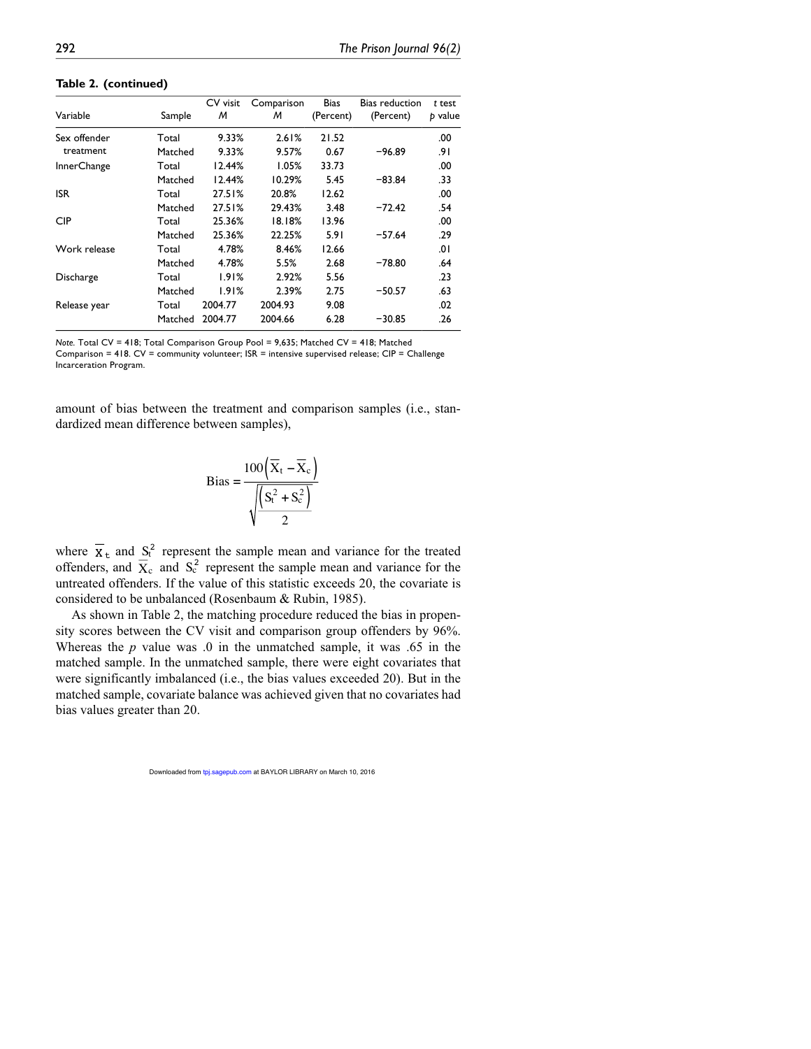**Table 2. (continued)**

| Variable | Sample | CV visit *M* | Comparison *M* | Bias (Percent) | Bias reduction (Percent) | *t* test *p* value |
|---|---|---|---|---|---|---|
| Sex offender treatment | Total | 9.33% | 2.61% | 21.52 | | .00 |
| | Matched | 9.33% | 9.57% | 0.67 | −96.89 | .91 |
| InnerChange | Total | 12.44% | 1.05% | 33.73 | | .00 |
| | Matched | 12.44% | 10.29% | 5.45 | −83.84 | .33 |
| ISR | Total | 27.51% | 20.8% | 12.62 | | .00 |
| | Matched | 27.51% | 29.43% | 3.48 | −72.42 | .54 |
| CIP | Total | 25.36% | 18.18% | 13.96 | | .00 |
| | Matched | 25.36% | 22.25% | 5.91 | −57.64 | .29 |
| Work release | Total | 4.78% | 8.46% | 12.66 | | .01 |
| | Matched | 4.78% | 5.5% | 2.68 | −78.80 | .64 |
| Discharge | Total | 1.91% | 2.92% | 5.56 | | .23 |
| | Matched | 1.91% | 2.39% | 2.75 | −50.57 | .63 |
| Release year | Total | 2004.77 | 2004.93 | 9.08 | | .02 |
| | Matched | 2004.77 | 2004.66 | 6.28 | −30.85 | .26 |

*Note.* Total CV = 418; Total Comparison Group Pool = 9,635; Matched CV = 418; Matched Comparison = 418. CV = community volunteer; ISR = intensive supervised release; CIP = Challenge Incarceration Program.

amount of bias between the treatment and comparison samples (i.e., standardized mean difference between samples),

$$\text{Bias} = \frac{100\left(\overline{X}_t - \overline{X}_c\right)}{\sqrt{\frac{\left(S_t^2 + S_c^2\right)}{2}}}$$

where $\overline{X}_t$ and $S_t^2$ represent the sample mean and variance for the treated offenders, and $\overline{X}_c$ and $S_c^2$ represent the sample mean and variance for the untreated offenders. If the value of this statistic exceeds 20, the covariate is considered to be unbalanced (Rosenbaum & Rubin, 1985).

As shown in Table 2, the matching procedure reduced the bias in propensity scores between the CV visit and comparison group offenders by 96%. Whereas the *p* value was .0 in the unmatched sample, it was .65 in the matched sample. In the unmatched sample, there were eight covariates that were significantly imbalanced (i.e., the bias values exceeded 20). But in the matched sample, covariate balance was achieved given that no covariates had bias values greater than 20.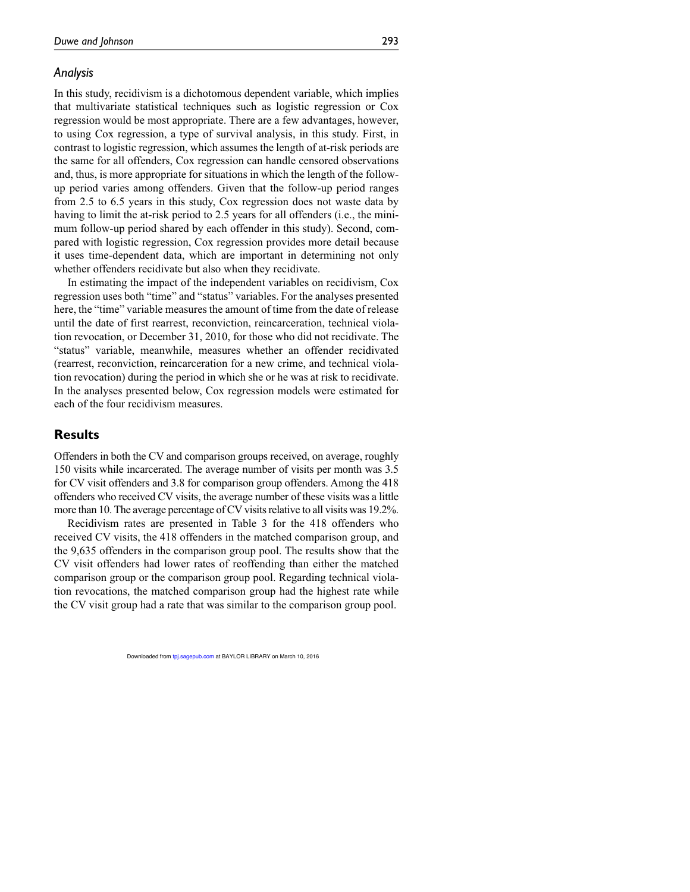### *Analysis*

In this study, recidivism is a dichotomous dependent variable, which implies that multivariate statistical techniques such as logistic regression or Cox regression would be most appropriate. There are a few advantages, however, to using Cox regression, a type of survival analysis, in this study. First, in contrast to logistic regression, which assumes the length of at-risk periods are the same for all offenders, Cox regression can handle censored observations and, thus, is more appropriate for situations in which the length of the follow-up period varies among offenders. Given that the follow-up period ranges from 2.5 to 6.5 years in this study, Cox regression does not waste data by having to limit the at-risk period to 2.5 years for all offenders (i.e., the minimum follow-up period shared by each offender in this study). Second, compared with logistic regression, Cox regression provides more detail because it uses time-dependent data, which are important in determining not only whether offenders recidivate but also when they recidivate.

In estimating the impact of the independent variables on recidivism, Cox regression uses both "time" and "status" variables. For the analyses presented here, the "time" variable measures the amount of time from the date of release until the date of first rearrest, reconviction, reincarceration, technical violation revocation, or December 31, 2010, for those who did not recidivate. The "status" variable, meanwhile, measures whether an offender recidivated (rearrest, reconviction, reincarceration for a new crime, and technical violation revocation) during the period in which she or he was at risk to recidivate. In the analyses presented below, Cox regression models were estimated for each of the four recidivism measures.

## Results

Offenders in both the CV and comparison groups received, on average, roughly 150 visits while incarcerated. The average number of visits per month was 3.5 for CV visit offenders and 3.8 for comparison group offenders. Among the 418 offenders who received CV visits, the average number of these visits was a little more than 10. The average percentage of CV visits relative to all visits was 19.2%.

Recidivism rates are presented in Table 3 for the 418 offenders who received CV visits, the 418 offenders in the matched comparison group, and the 9,635 offenders in the comparison group pool. The results show that the CV visit offenders had lower rates of reoffending than either the matched comparison group or the comparison group pool. Regarding technical violation revocations, the matched comparison group had the highest rate while the CV visit group had a rate that was similar to the comparison group pool.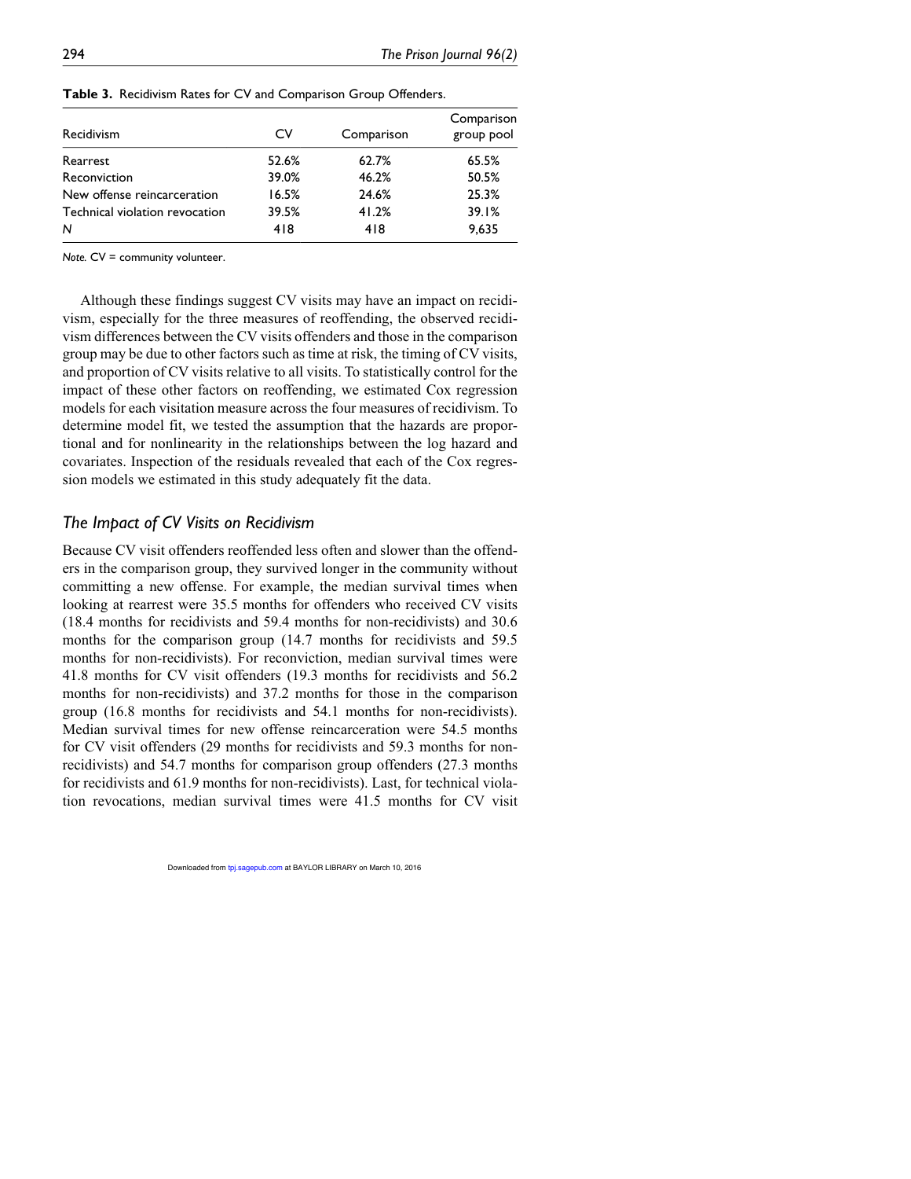**Table 3.** Recidivism Rates for CV and Comparison Group Offenders.

| Recidivism | CV | Comparison | Comparison group pool |
|---|---|---|---|
| Rearrest | 52.6% | 62.7% | 65.5% |
| Reconviction | 39.0% | 46.2% | 50.5% |
| New offense reincarceration | 16.5% | 24.6% | 25.3% |
| Technical violation revocation | 39.5% | 41.2% | 39.1% |
| *N* | 418 | 418 | 9,635 |

*Note.* CV = community volunteer.

Although these findings suggest CV visits may have an impact on recidivism, especially for the three measures of reoffending, the observed recidivism differences between the CV visits offenders and those in the comparison group may be due to other factors such as time at risk, the timing of CV visits, and proportion of CV visits relative to all visits. To statistically control for the impact of these other factors on reoffending, we estimated Cox regression models for each visitation measure across the four measures of recidivism. To determine model fit, we tested the assumption that the hazards are proportional and for nonlinearity in the relationships between the log hazard and covariates. Inspection of the residuals revealed that each of the Cox regression models we estimated in this study adequately fit the data.

### *The Impact of CV Visits on Recidivism*

Because CV visit offenders reoffended less often and slower than the offenders in the comparison group, they survived longer in the community without committing a new offense. For example, the median survival times when looking at rearrest were 35.5 months for offenders who received CV visits (18.4 months for recidivists and 59.4 months for non-recidivists) and 30.6 months for the comparison group (14.7 months for recidivists and 59.5 months for non-recidivists). For reconviction, median survival times were 41.8 months for CV visit offenders (19.3 months for recidivists and 56.2 months for non-recidivists) and 37.2 months for those in the comparison group (16.8 months for recidivists and 54.1 months for non-recidivists). Median survival times for new offense reincarceration were 54.5 months for CV visit offenders (29 months for recidivists and 59.3 months for non-recidivists) and 54.7 months for comparison group offenders (27.3 months for recidivists and 61.9 months for non-recidivists). Last, for technical violation revocations, median survival times were 41.5 months for CV visit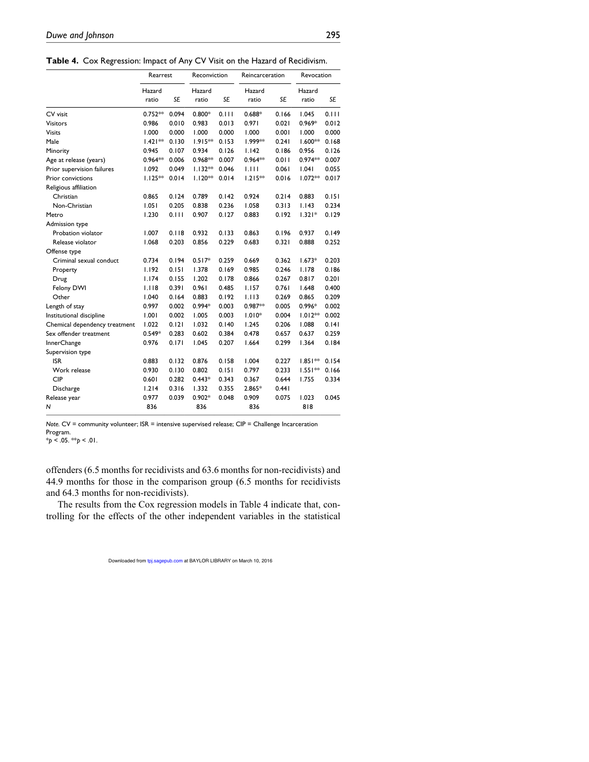**Table 4.** Cox Regression: Impact of Any CV Visit on the Hazard of Recidivism.

| | Rearrest | | Reconviction | | Reincarceration | | Revocation | |
|---|---|---|---|---|---|---|---|---|
| | Hazard ratio | *SE* | Hazard ratio | *SE* | Hazard ratio | *SE* | Hazard ratio | *SE* |
| CV visit | 0.752** | 0.094 | 0.800* | 0.111 | 0.688* | 0.166 | 1.045 | 0.111 |
| Visitors | 0.986 | 0.010 | 0.983 | 0.013 | 0.971 | 0.021 | 0.969* | 0.012 |
| Visits | 1.000 | 0.000 | 1.000 | 0.000 | 1.000 | 0.001 | 1.000 | 0.000 |
| Male | 1.421** | 0.130 | 1.915** | 0.153 | 1.999** | 0.241 | 1.600** | 0.168 |
| Minority | 0.945 | 0.107 | 0.934 | 0.126 | 1.142 | 0.186 | 0.956 | 0.126 |
| Age at release (years) | 0.964** | 0.006 | 0.968** | 0.007 | 0.964** | 0.011 | 0.974** | 0.007 |
| Prior supervision failures | 1.092 | 0.049 | 1.132** | 0.046 | 1.111 | 0.061 | 1.041 | 0.055 |
| Prior convictions | 1.125** | 0.014 | 1.120** | 0.014 | 1.215** | 0.016 | 1.072** | 0.017 |
| Religious affiliation | | | | | | | | |
| Christian | 0.865 | 0.124 | 0.789 | 0.142 | 0.924 | 0.214 | 0.883 | 0.151 |
| Non-Christian | 1.051 | 0.205 | 0.838 | 0.236 | 1.058 | 0.313 | 1.143 | 0.234 |
| Metro | 1.230 | 0.111 | 0.907 | 0.127 | 0.883 | 0.192 | 1.321* | 0.129 |
| Admission type | | | | | | | | |
| Probation violator | 1.007 | 0.118 | 0.932 | 0.133 | 0.863 | 0.196 | 0.937 | 0.149 |
| Release violator | 1.068 | 0.203 | 0.856 | 0.229 | 0.683 | 0.321 | 0.888 | 0.252 |
| Offense type | | | | | | | | |
| Criminal sexual conduct | 0.734 | 0.194 | 0.517* | 0.259 | 0.669 | 0.362 | 1.673* | 0.203 |
| Property | 1.192 | 0.151 | 1.378 | 0.169 | 0.985 | 0.246 | 1.178 | 0.186 |
| Drug | 1.174 | 0.155 | 1.202 | 0.178 | 0.866 | 0.267 | 0.817 | 0.201 |
| Felony DWI | 1.118 | 0.391 | 0.961 | 0.485 | 1.157 | 0.761 | 1.648 | 0.400 |
| Other | 1.040 | 0.164 | 0.883 | 0.192 | 1.113 | 0.269 | 0.865 | 0.209 |
| Length of stay | 0.997 | 0.002 | 0.994* | 0.003 | 0.987** | 0.005 | 0.996* | 0.002 |
| Institutional discipline | 1.001 | 0.002 | 1.005 | 0.003 | 1.010* | 0.004 | 1.012** | 0.002 |
| Chemical dependency treatment | 1.022 | 0.121 | 1.032 | 0.140 | 1.245 | 0.206 | 1.088 | 0.141 |
| Sex offender treatment | 0.549* | 0.283 | 0.602 | 0.384 | 0.478 | 0.657 | 0.637 | 0.259 |
| InnerChange | 0.976 | 0.171 | 1.045 | 0.207 | 1.664 | 0.299 | 1.364 | 0.184 |
| Supervision type | | | | | | | | |
| ISR | 0.883 | 0.132 | 0.876 | 0.158 | 1.004 | 0.227 | 1.851** | 0.154 |
| Work release | 0.930 | 0.130 | 0.802 | 0.151 | 0.797 | 0.233 | 1.551** | 0.166 |
| CIP | 0.601 | 0.282 | 0.443* | 0.343 | 0.367 | 0.644 | 1.755 | 0.334 |
| Discharge | 1.214 | 0.316 | 1.332 | 0.355 | 2.865* | 0.441 | | |
| Release year | 0.977 | 0.039 | 0.902* | 0.048 | 0.909 | 0.075 | 1.023 | 0.045 |
| *N* | 836 | | 836 | | 836 | | 818 | |

*Note.* CV = community volunteer; ISR = intensive supervised release; CIP = Challenge Incarceration Program.
\**p* < .05. \*\**p* < .01.

offenders (6.5 months for recidivists and 63.6 months for non-recidivists) and 44.9 months for those in the comparison group (6.5 months for recidivists and 64.3 months for non-recidivists).

The results from the Cox regression models in Table 4 indicate that, controlling for the effects of the other independent variables in the statistical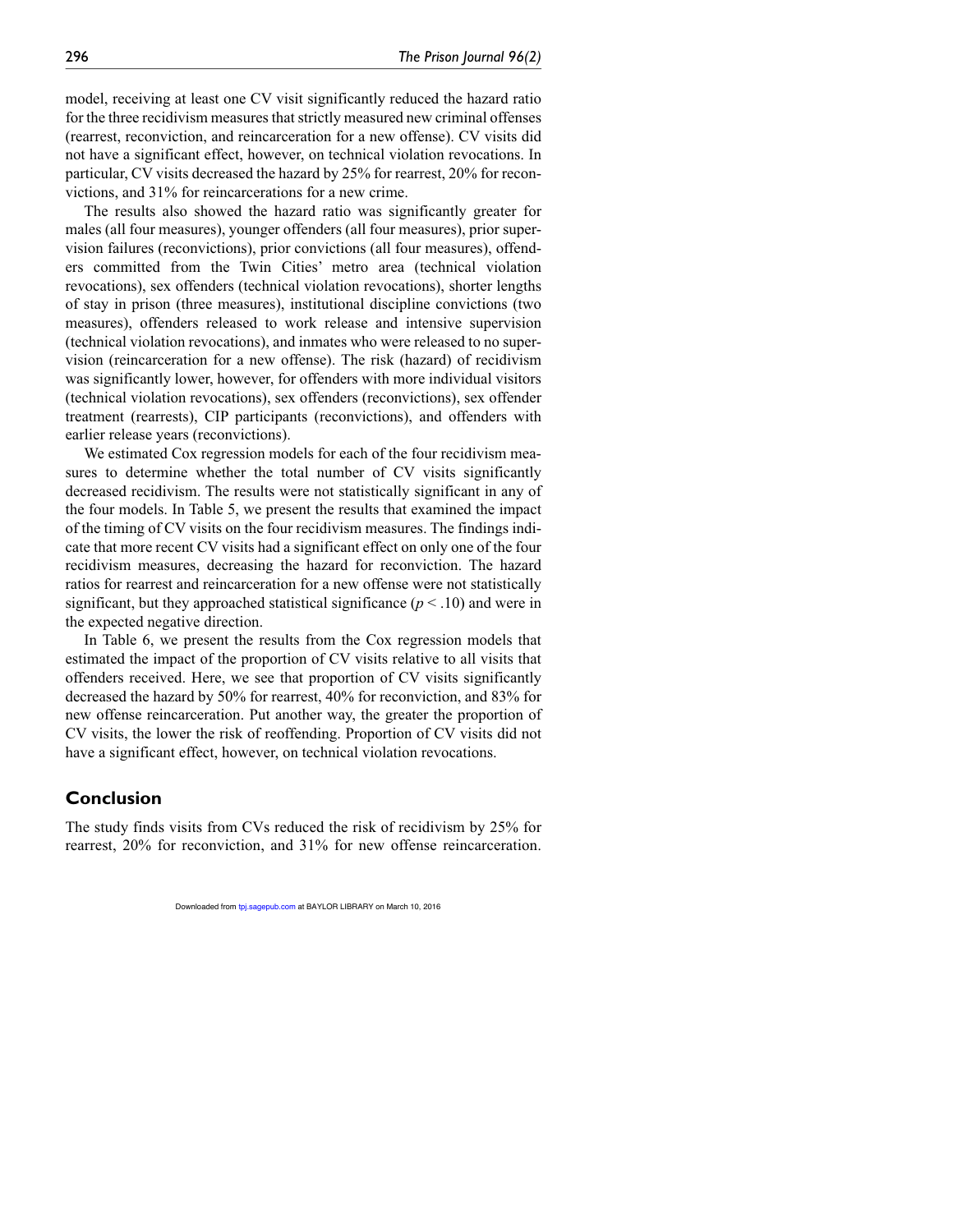model, receiving at least one CV visit significantly reduced the hazard ratio for the three recidivism measures that strictly measured new criminal offenses (rearrest, reconviction, and reincarceration for a new offense). CV visits did not have a significant effect, however, on technical violation revocations. In particular, CV visits decreased the hazard by 25% for rearrest, 20% for reconvictions, and 31% for reincarcerations for a new crime.

The results also showed the hazard ratio was significantly greater for males (all four measures), younger offenders (all four measures), prior supervision failures (reconvictions), prior convictions (all four measures), offenders committed from the Twin Cities' metro area (technical violation revocations), sex offenders (technical violation revocations), shorter lengths of stay in prison (three measures), institutional discipline convictions (two measures), offenders released to work release and intensive supervision (technical violation revocations), and inmates who were released to no supervision (reincarceration for a new offense). The risk (hazard) of recidivism was significantly lower, however, for offenders with more individual visitors (technical violation revocations), sex offenders (reconvictions), sex offender treatment (rearrests), CIP participants (reconvictions), and offenders with earlier release years (reconvictions).

We estimated Cox regression models for each of the four recidivism measures to determine whether the total number of CV visits significantly decreased recidivism. The results were not statistically significant in any of the four models. In Table 5, we present the results that examined the impact of the timing of CV visits on the four recidivism measures. The findings indicate that more recent CV visits had a significant effect on only one of the four recidivism measures, decreasing the hazard for reconviction. The hazard ratios for rearrest and reincarceration for a new offense were not statistically significant, but they approached statistical significance ($p < .10$) and were in the expected negative direction.

In Table 6, we present the results from the Cox regression models that estimated the impact of the proportion of CV visits relative to all visits that offenders received. Here, we see that proportion of CV visits significantly decreased the hazard by 50% for rearrest, 40% for reconviction, and 83% for new offense reincarceration. Put another way, the greater the proportion of CV visits, the lower the risk of reoffending. Proportion of CV visits did not have a significant effect, however, on technical violation revocations.

## Conclusion

The study finds visits from CVs reduced the risk of recidivism by 25% for rearrest, 20% for reconviction, and 31% for new offense reincarceration.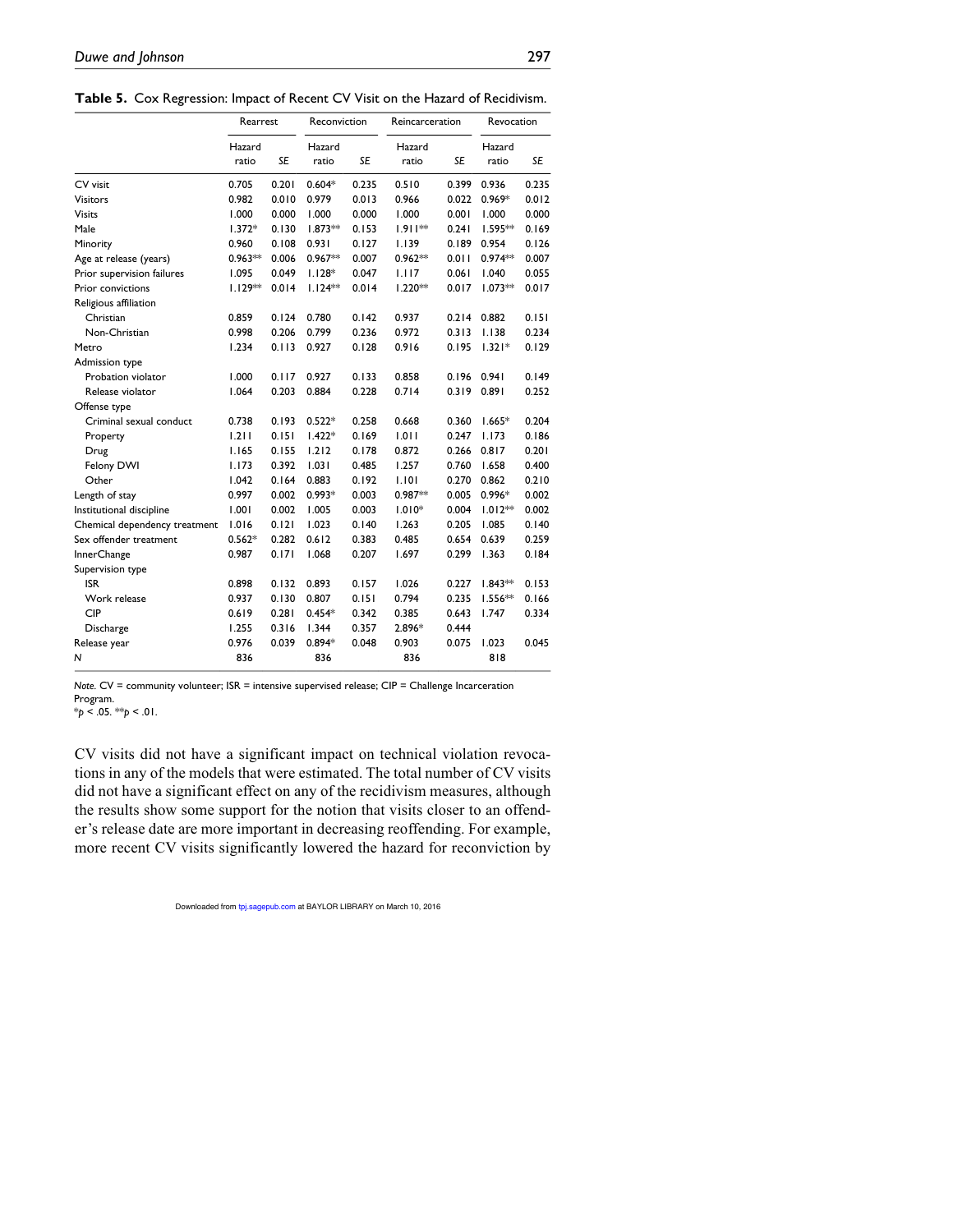**Table 5.** Cox Regression: Impact of Recent CV Visit on the Hazard of Recidivism.

| | Rearrest | | Reconviction | | Reincarceration | | Revocation | |
|---|---|---|---|---|---|---|---|---|
| | Hazard ratio | *SE* | Hazard ratio | *SE* | Hazard ratio | *SE* | Hazard ratio | *SE* |
| CV visit | 0.705 | 0.201 | 0.604* | 0.235 | 0.510 | 0.399 | 0.936 | 0.235 |
| Visitors | 0.982 | 0.010 | 0.979 | 0.013 | 0.966 | 0.022 | 0.969* | 0.012 |
| Visits | 1.000 | 0.000 | 1.000 | 0.000 | 1.000 | 0.001 | 1.000 | 0.000 |
| Male | 1.372* | 0.130 | 1.873** | 0.153 | 1.911** | 0.241 | 1.595** | 0.169 |
| Minority | 0.960 | 0.108 | 0.931 | 0.127 | 1.139 | 0.189 | 0.954 | 0.126 |
| Age at release (years) | 0.963** | 0.006 | 0.967** | 0.007 | 0.962** | 0.011 | 0.974** | 0.007 |
| Prior supervision failures | 1.095 | 0.049 | 1.128* | 0.047 | 1.117 | 0.061 | 1.040 | 0.055 |
| Prior convictions | 1.129** | 0.014 | 1.124** | 0.014 | 1.220** | 0.017 | 1.073** | 0.017 |
| Religious affiliation | | | | | | | | |
| Christian | 0.859 | 0.124 | 0.780 | 0.142 | 0.937 | 0.214 | 0.882 | 0.151 |
| Non-Christian | 0.998 | 0.206 | 0.799 | 0.236 | 0.972 | 0.313 | 1.138 | 0.234 |
| Metro | 1.234 | 0.113 | 0.927 | 0.128 | 0.916 | 0.195 | 1.321* | 0.129 |
| Admission type | | | | | | | | |
| Probation violator | 1.000 | 0.117 | 0.927 | 0.133 | 0.858 | 0.196 | 0.941 | 0.149 |
| Release violator | 1.064 | 0.203 | 0.884 | 0.228 | 0.714 | 0.319 | 0.891 | 0.252 |
| Offense type | | | | | | | | |
| Criminal sexual conduct | 0.738 | 0.193 | 0.522* | 0.258 | 0.668 | 0.360 | 1.665* | 0.204 |
| Property | 1.211 | 0.151 | 1.422* | 0.169 | 1.011 | 0.247 | 1.173 | 0.186 |
| Drug | 1.165 | 0.155 | 1.212 | 0.178 | 0.872 | 0.266 | 0.817 | 0.201 |
| Felony DWI | 1.173 | 0.392 | 1.031 | 0.485 | 1.257 | 0.760 | 1.658 | 0.400 |
| Other | 1.042 | 0.164 | 0.883 | 0.192 | 1.101 | 0.270 | 0.862 | 0.210 |
| Length of stay | 0.997 | 0.002 | 0.993* | 0.003 | 0.987** | 0.005 | 0.996* | 0.002 |
| Institutional discipline | 1.001 | 0.002 | 1.005 | 0.003 | 1.010* | 0.004 | 1.012** | 0.002 |
| Chemical dependency treatment | 1.016 | 0.121 | 1.023 | 0.140 | 1.263 | 0.205 | 1.085 | 0.140 |
| Sex offender treatment | 0.562* | 0.282 | 0.612 | 0.383 | 0.485 | 0.654 | 0.639 | 0.259 |
| InnerChange | 0.987 | 0.171 | 1.068 | 0.207 | 1.697 | 0.299 | 1.363 | 0.184 |
| Supervision type | | | | | | | | |
| ISR | 0.898 | 0.132 | 0.893 | 0.157 | 1.026 | 0.227 | 1.843** | 0.153 |
| Work release | 0.937 | 0.130 | 0.807 | 0.151 | 0.794 | 0.235 | 1.556** | 0.166 |
| CIP | 0.619 | 0.281 | 0.454* | 0.342 | 0.385 | 0.643 | 1.747 | 0.334 |
| Discharge | 1.255 | 0.316 | 1.344 | 0.357 | 2.896* | 0.444 | | |
| Release year | 0.976 | 0.039 | 0.894* | 0.048 | 0.903 | 0.075 | 1.023 | 0.045 |
| *N* | 836 | | 836 | | 836 | | 818 | |

*Note.* CV = community volunteer; ISR = intensive supervised release; CIP = Challenge Incarceration Program.
$^{*}p < .05$. $^{**}p < .01$.

CV visits did not have a significant impact on technical violation revocations in any of the models that were estimated. The total number of CV visits did not have a significant effect on any of the recidivism measures, although the results show some support for the notion that visits closer to an offender's release date are more important in decreasing reoffending. For example, more recent CV visits significantly lowered the hazard for reconviction by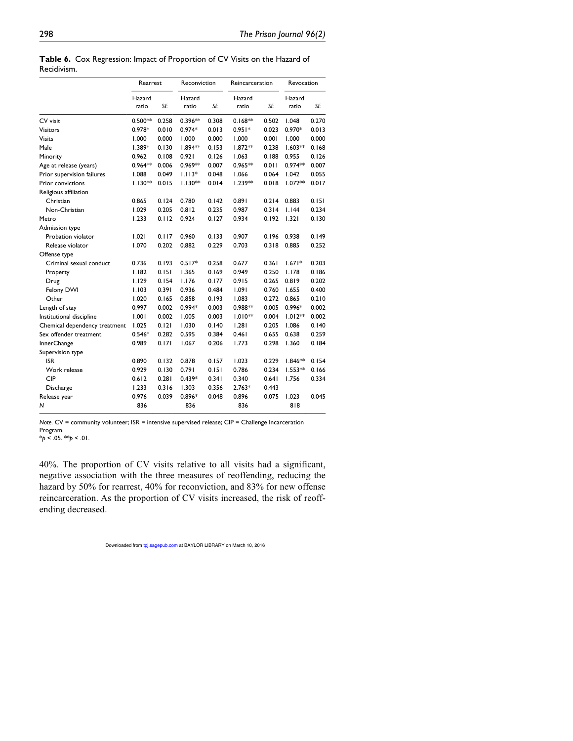**Table 6.** Cox Regression: Impact of Proportion of CV Visits on the Hazard of Recidivism.

| | Rearrest | | Reconviction | | Reincarceration | | Revocation | |
|---|---|---|---|---|---|---|---|---|
| | Hazard ratio | *SE* | Hazard ratio | *SE* | Hazard ratio | *SE* | Hazard ratio | *SE* |
| CV visit | 0.500** | 0.258 | 0.396** | 0.308 | 0.168** | 0.502 | 1.048 | 0.270 |
| Visitors | 0.978* | 0.010 | 0.974* | 0.013 | 0.951* | 0.023 | 0.970* | 0.013 |
| Visits | 1.000 | 0.000 | 1.000 | 0.000 | 1.000 | 0.001 | 1.000 | 0.000 |
| Male | 1.389* | 0.130 | 1.894** | 0.153 | 1.872** | 0.238 | 1.603** | 0.168 |
| Minority | 0.962 | 0.108 | 0.921 | 0.126 | 1.063 | 0.188 | 0.955 | 0.126 |
| Age at release (years) | 0.964** | 0.006 | 0.969** | 0.007 | 0.965** | 0.011 | 0.974** | 0.007 |
| Prior supervision failures | 1.088 | 0.049 | 1.113* | 0.048 | 1.066 | 0.064 | 1.042 | 0.055 |
| Prior convictions | 1.130** | 0.015 | 1.130** | 0.014 | 1.239** | 0.018 | 1.072** | 0.017 |
| Religious affiliation | | | | | | | | |
| Christian | 0.865 | 0.124 | 0.780 | 0.142 | 0.891 | 0.214 | 0.883 | 0.151 |
| Non-Christian | 1.029 | 0.205 | 0.812 | 0.235 | 0.987 | 0.314 | 1.144 | 0.234 |
| Metro | 1.233 | 0.112 | 0.924 | 0.127 | 0.934 | 0.192 | 1.321 | 0.130 |
| Admission type | | | | | | | | |
| Probation violator | 1.021 | 0.117 | 0.960 | 0.133 | 0.907 | 0.196 | 0.938 | 0.149 |
| Release violator | 1.070 | 0.202 | 0.882 | 0.229 | 0.703 | 0.318 | 0.885 | 0.252 |
| Offense type | | | | | | | | |
| Criminal sexual conduct | 0.736 | 0.193 | 0.517* | 0.258 | 0.677 | 0.361 | 1.671* | 0.203 |
| Property | 1.182 | 0.151 | 1.365 | 0.169 | 0.949 | 0.250 | 1.178 | 0.186 |
| Drug | 1.129 | 0.154 | 1.176 | 0.177 | 0.915 | 0.265 | 0.819 | 0.202 |
| Felony DWI | 1.103 | 0.391 | 0.936 | 0.484 | 1.091 | 0.760 | 1.655 | 0.400 |
| Other | 1.020 | 0.165 | 0.858 | 0.193 | 1.083 | 0.272 | 0.865 | 0.210 |
| Length of stay | 0.997 | 0.002 | 0.994* | 0.003 | 0.988** | 0.005 | 0.996* | 0.002 |
| Institutional discipline | 1.001 | 0.002 | 1.005 | 0.003 | 1.010** | 0.004 | 1.012** | 0.002 |
| Chemical dependency treatment | 1.025 | 0.121 | 1.030 | 0.140 | 1.281 | 0.205 | 1.086 | 0.140 |
| Sex offender treatment | 0.546* | 0.282 | 0.595 | 0.384 | 0.461 | 0.655 | 0.638 | 0.259 |
| InnerChange | 0.989 | 0.171 | 1.067 | 0.206 | 1.773 | 0.298 | 1.360 | 0.184 |
| Supervision type | | | | | | | | |
| ISR | 0.890 | 0.132 | 0.878 | 0.157 | 1.023 | 0.229 | 1.846** | 0.154 |
| Work release | 0.929 | 0.130 | 0.791 | 0.151 | 0.786 | 0.234 | 1.553** | 0.166 |
| CIP | 0.612 | 0.281 | 0.439* | 0.341 | 0.340 | 0.641 | 1.756 | 0.334 |
| Discharge | 1.233 | 0.316 | 1.303 | 0.356 | 2.763* | 0.443 | | |
| Release year | 0.976 | 0.039 | 0.896* | 0.048 | 0.896 | 0.075 | 1.023 | 0.045 |
| *N* | 836 | | 836 | | 836 | | 818 | |

*Note.* CV = community volunteer; ISR = intensive supervised release; CIP = Challenge Incarceration Program.
*$p$ < .05. **$p$ < .01.

40%. The proportion of CV visits relative to all visits had a significant, negative association with the three measures of reoffending, reducing the hazard by 50% for rearrest, 40% for reconviction, and 83% for new offense reincarceration. As the proportion of CV visits increased, the risk of reoffending decreased.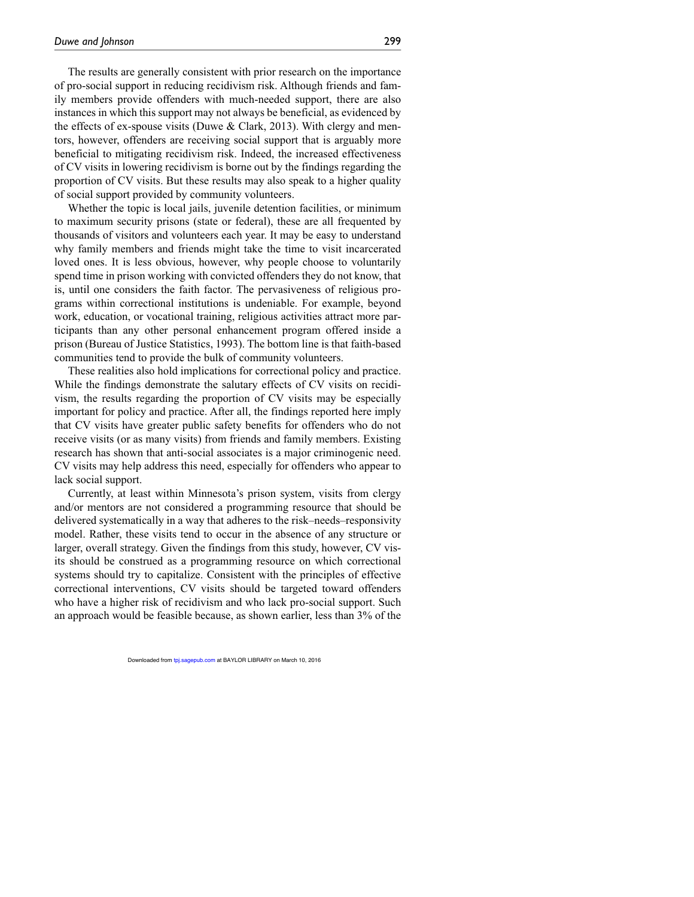The results are generally consistent with prior research on the importance of pro-social support in reducing recidivism risk. Although friends and family members provide offenders with much-needed support, there are also instances in which this support may not always be beneficial, as evidenced by the effects of ex-spouse visits (Duwe & Clark, 2013). With clergy and mentors, however, offenders are receiving social support that is arguably more beneficial to mitigating recidivism risk. Indeed, the increased effectiveness of CV visits in lowering recidivism is borne out by the findings regarding the proportion of CV visits. But these results may also speak to a higher quality of social support provided by community volunteers.

Whether the topic is local jails, juvenile detention facilities, or minimum to maximum security prisons (state or federal), these are all frequented by thousands of visitors and volunteers each year. It may be easy to understand why family members and friends might take the time to visit incarcerated loved ones. It is less obvious, however, why people choose to voluntarily spend time in prison working with convicted offenders they do not know, that is, until one considers the faith factor. The pervasiveness of religious programs within correctional institutions is undeniable. For example, beyond work, education, or vocational training, religious activities attract more participants than any other personal enhancement program offered inside a prison (Bureau of Justice Statistics, 1993). The bottom line is that faith-based communities tend to provide the bulk of community volunteers.

These realities also hold implications for correctional policy and practice. While the findings demonstrate the salutary effects of CV visits on recidivism, the results regarding the proportion of CV visits may be especially important for policy and practice. After all, the findings reported here imply that CV visits have greater public safety benefits for offenders who do not receive visits (or as many visits) from friends and family members. Existing research has shown that anti-social associates is a major criminogenic need. CV visits may help address this need, especially for offenders who appear to lack social support.

Currently, at least within Minnesota's prison system, visits from clergy and/or mentors are not considered a programming resource that should be delivered systematically in a way that adheres to the risk–needs–responsivity model. Rather, these visits tend to occur in the absence of any structure or larger, overall strategy. Given the findings from this study, however, CV visits should be construed as a programming resource on which correctional systems should try to capitalize. Consistent with the principles of effective correctional interventions, CV visits should be targeted toward offenders who have a higher risk of recidivism and who lack pro-social support. Such an approach would be feasible because, as shown earlier, less than 3% of the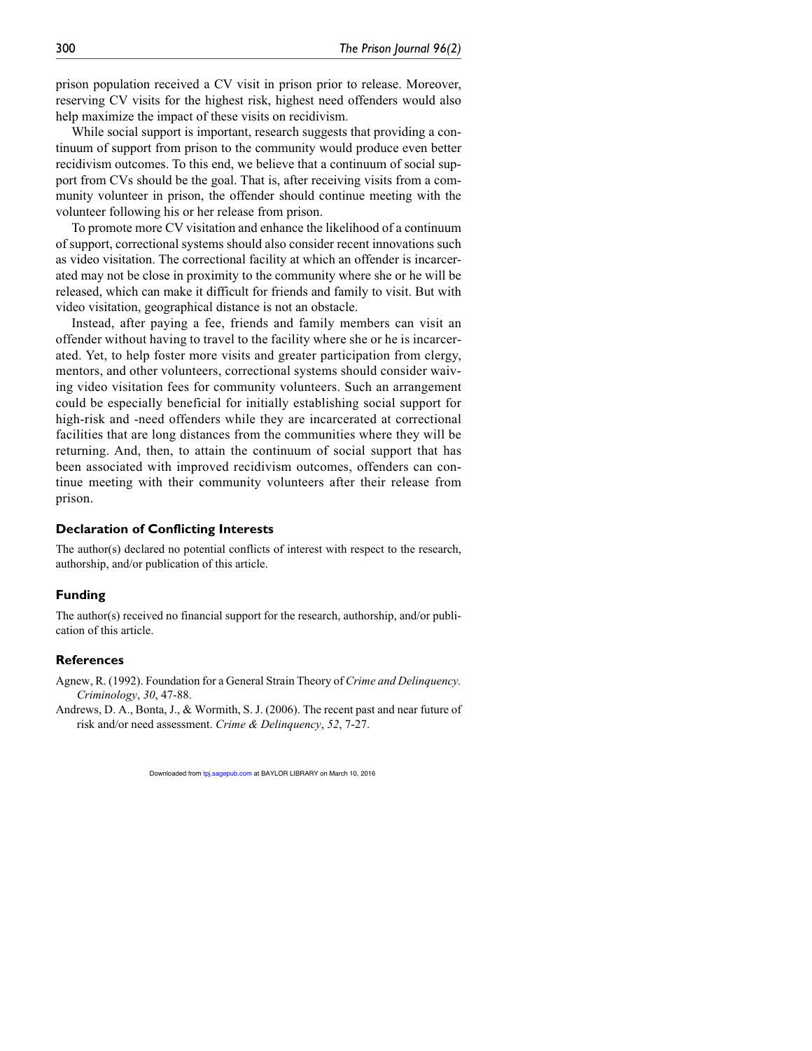prison population received a CV visit in prison prior to release. Moreover, reserving CV visits for the highest risk, highest need offenders would also help maximize the impact of these visits on recidivism.

While social support is important, research suggests that providing a continuum of support from prison to the community would produce even better recidivism outcomes. To this end, we believe that a continuum of social support from CVs should be the goal. That is, after receiving visits from a community volunteer in prison, the offender should continue meeting with the volunteer following his or her release from prison.

To promote more CV visitation and enhance the likelihood of a continuum of support, correctional systems should also consider recent innovations such as video visitation. The correctional facility at which an offender is incarcerated may not be close in proximity to the community where she or he will be released, which can make it difficult for friends and family to visit. But with video visitation, geographical distance is not an obstacle.

Instead, after paying a fee, friends and family members can visit an offender without having to travel to the facility where she or he is incarcerated. Yet, to help foster more visits and greater participation from clergy, mentors, and other volunteers, correctional systems should consider waiving video visitation fees for community volunteers. Such an arrangement could be especially beneficial for initially establishing social support for high-risk and -need offenders while they are incarcerated at correctional facilities that are long distances from the communities where they will be returning. And, then, to attain the continuum of social support that has been associated with improved recidivism outcomes, offenders can continue meeting with their community volunteers after their release from prison.

### Declaration of Conflicting Interests

The author(s) declared no potential conflicts of interest with respect to the research, authorship, and/or publication of this article.

### Funding

The author(s) received no financial support for the research, authorship, and/or publication of this article.

### References

Agnew, R. (1992). Foundation for a General Strain Theory of *Crime and Delinquency. Criminology*, *30*, 47-88.

Andrews, D. A., Bonta, J., & Wormith, S. J. (2006). The recent past and near future of risk and/or need assessment. *Crime & Delinquency*, *52*, 7-27.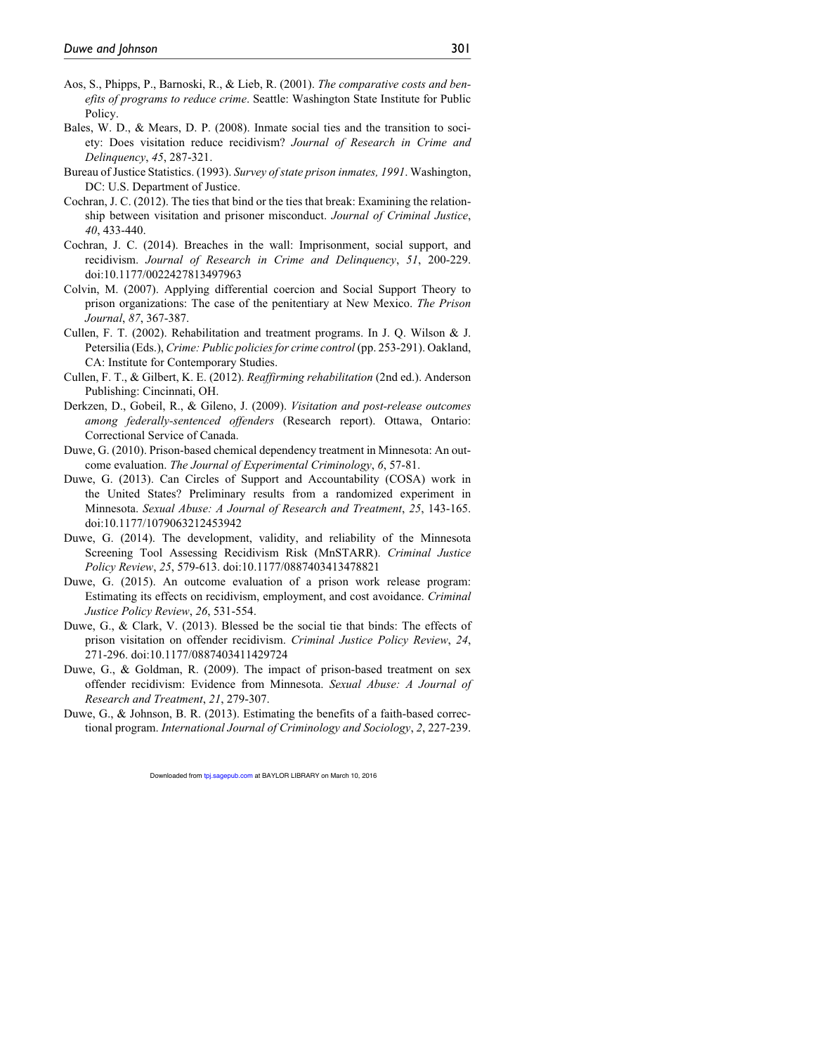Aos, S., Phipps, P., Barnoski, R., & Lieb, R. (2001). *The comparative costs and benefits of programs to reduce crime*. Seattle: Washington State Institute for Public Policy.

Bales, W. D., & Mears, D. P. (2008). Inmate social ties and the transition to society: Does visitation reduce recidivism? *Journal of Research in Crime and Delinquency*, *45*, 287-321.

Bureau of Justice Statistics. (1993). *Survey of state prison inmates, 1991*. Washington, DC: U.S. Department of Justice.

Cochran, J. C. (2012). The ties that bind or the ties that break: Examining the relationship between visitation and prisoner misconduct. *Journal of Criminal Justice*, *40*, 433-440.

Cochran, J. C. (2014). Breaches in the wall: Imprisonment, social support, and recidivism. *Journal of Research in Crime and Delinquency*, *51*, 200-229. doi:10.1177/0022427813497963

Colvin, M. (2007). Applying differential coercion and Social Support Theory to prison organizations: The case of the penitentiary at New Mexico. *The Prison Journal*, *87*, 367-387.

Cullen, F. T. (2002). Rehabilitation and treatment programs. In J. Q. Wilson & J. Petersilia (Eds.), *Crime: Public policies for crime control* (pp. 253-291). Oakland, CA: Institute for Contemporary Studies.

Cullen, F. T., & Gilbert, K. E. (2012). *Reaffirming rehabilitation* (2nd ed.). Anderson Publishing: Cincinnati, OH.

Derkzen, D., Gobeil, R., & Gileno, J. (2009). *Visitation and post-release outcomes among federally-sentenced offenders* (Research report). Ottawa, Ontario: Correctional Service of Canada.

Duwe, G. (2010). Prison-based chemical dependency treatment in Minnesota: An outcome evaluation. *The Journal of Experimental Criminology*, *6*, 57-81.

Duwe, G. (2013). Can Circles of Support and Accountability (COSA) work in the United States? Preliminary results from a randomized experiment in Minnesota. *Sexual Abuse: A Journal of Research and Treatment*, *25*, 143-165. doi:10.1177/1079063212453942

Duwe, G. (2014). The development, validity, and reliability of the Minnesota Screening Tool Assessing Recidivism Risk (MnSTARR). *Criminal Justice Policy Review*, *25*, 579-613. doi:10.1177/0887403413478821

Duwe, G. (2015). An outcome evaluation of a prison work release program: Estimating its effects on recidivism, employment, and cost avoidance. *Criminal Justice Policy Review*, *26*, 531-554.

Duwe, G., & Clark, V. (2013). Blessed be the social tie that binds: The effects of prison visitation on offender recidivism. *Criminal Justice Policy Review*, *24*, 271-296. doi:10.1177/0887403411429724

Duwe, G., & Goldman, R. (2009). The impact of prison-based treatment on sex offender recidivism: Evidence from Minnesota. *Sexual Abuse: A Journal of Research and Treatment*, *21*, 279-307.

Duwe, G., & Johnson, B. R. (2013). Estimating the benefits of a faith-based correctional program. *International Journal of Criminology and Sociology*, *2*, 227-239.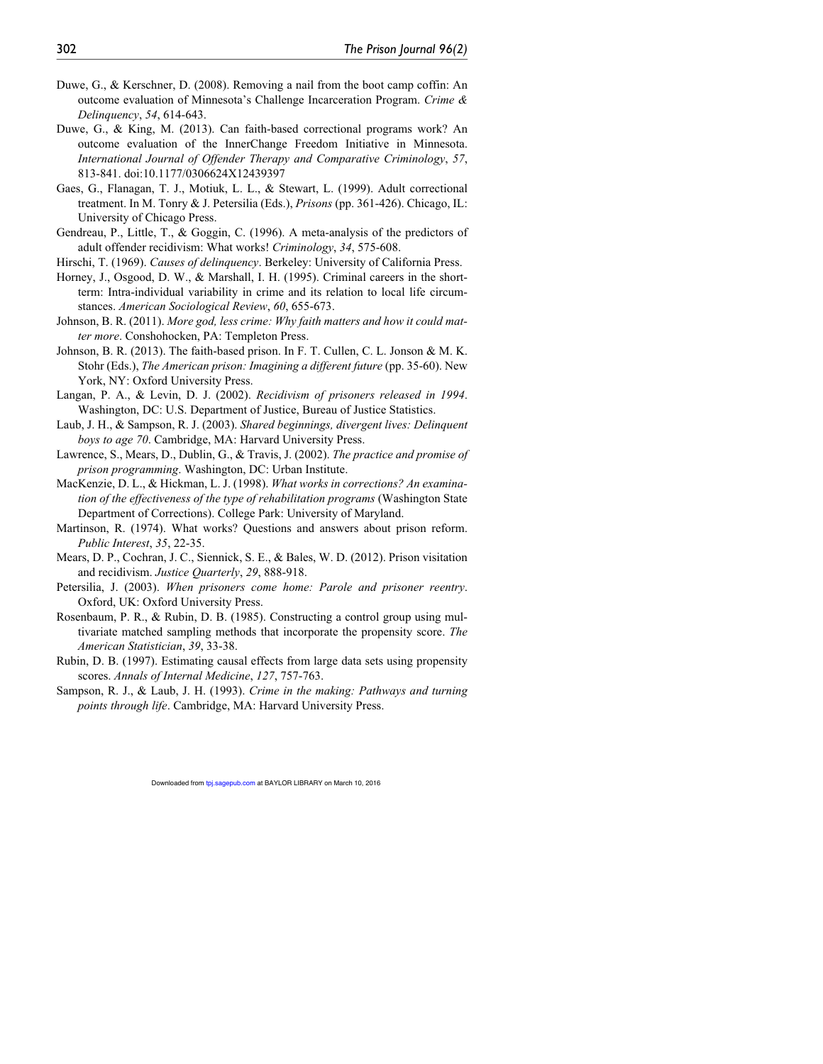Duwe, G., & Kerschner, D. (2008). Removing a nail from the boot camp coffin: An outcome evaluation of Minnesota's Challenge Incarceration Program. *Crime & Delinquency*, *54*, 614-643.

Duwe, G., & King, M. (2013). Can faith-based correctional programs work? An outcome evaluation of the InnerChange Freedom Initiative in Minnesota. *International Journal of Offender Therapy and Comparative Criminology*, *57*, 813-841. doi:10.1177/0306624X12439397

Gaes, G., Flanagan, T. J., Motiuk, L. L., & Stewart, L. (1999). Adult correctional treatment. In M. Tonry & J. Petersilia (Eds.), *Prisons* (pp. 361-426). Chicago, IL: University of Chicago Press.

Gendreau, P., Little, T., & Goggin, C. (1996). A meta-analysis of the predictors of adult offender recidivism: What works! *Criminology*, *34*, 575-608.

Hirschi, T. (1969). *Causes of delinquency*. Berkeley: University of California Press.

Horney, J., Osgood, D. W., & Marshall, I. H. (1995). Criminal careers in the short-term: Intra-individual variability in crime and its relation to local life circumstances. *American Sociological Review*, *60*, 655-673.

Johnson, B. R. (2011). *More god, less crime: Why faith matters and how it could matter more*. Conshohocken, PA: Templeton Press.

Johnson, B. R. (2013). The faith-based prison. In F. T. Cullen, C. L. Jonson & M. K. Stohr (Eds.), *The American prison: Imagining a different future* (pp. 35-60). New York, NY: Oxford University Press.

Langan, P. A., & Levin, D. J. (2002). *Recidivism of prisoners released in 1994*. Washington, DC: U.S. Department of Justice, Bureau of Justice Statistics.

Laub, J. H., & Sampson, R. J. (2003). *Shared beginnings, divergent lives: Delinquent boys to age 70*. Cambridge, MA: Harvard University Press.

Lawrence, S., Mears, D., Dublin, G., & Travis, J. (2002). *The practice and promise of prison programming*. Washington, DC: Urban Institute.

MacKenzie, D. L., & Hickman, L. J. (1998). *What works in corrections? An examination of the effectiveness of the type of rehabilitation programs* (Washington State Department of Corrections). College Park: University of Maryland.

Martinson, R. (1974). What works? Questions and answers about prison reform. *Public Interest*, *35*, 22-35.

Mears, D. P., Cochran, J. C., Siennick, S. E., & Bales, W. D. (2012). Prison visitation and recidivism. *Justice Quarterly*, *29*, 888-918.

Petersilia, J. (2003). *When prisoners come home: Parole and prisoner reentry*. Oxford, UK: Oxford University Press.

Rosenbaum, P. R., & Rubin, D. B. (1985). Constructing a control group using multivariate matched sampling methods that incorporate the propensity score. *The American Statistician*, *39*, 33-38.

Rubin, D. B. (1997). Estimating causal effects from large data sets using propensity scores. *Annals of Internal Medicine*, *127*, 757-763.

Sampson, R. J., & Laub, J. H. (1993). *Crime in the making: Pathways and turning points through life*. Cambridge, MA: Harvard University Press.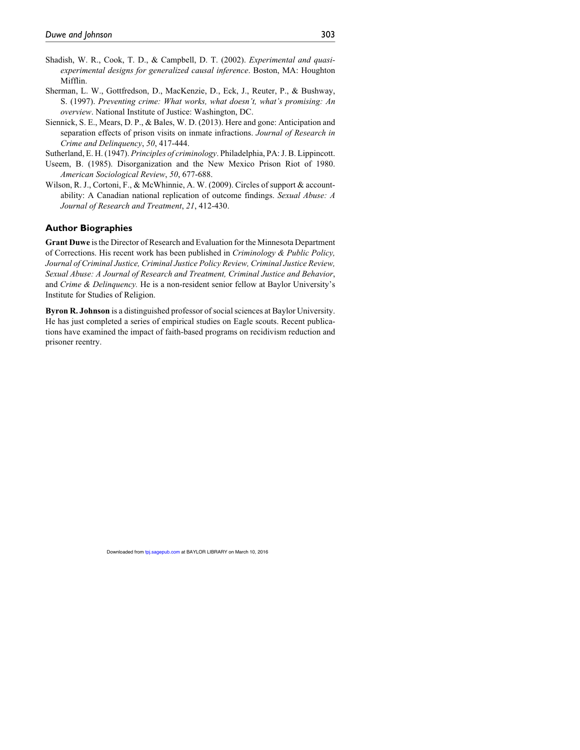Shadish, W. R., Cook, T. D., & Campbell, D. T. (2002). *Experimental and quasi-experimental designs for generalized causal inference*. Boston, MA: Houghton Mifflin.

Sherman, L. W., Gottfredson, D., MacKenzie, D., Eck, J., Reuter, P., & Bushway, S. (1997). *Preventing crime: What works, what doesn't, what's promising: An overview*. National Institute of Justice: Washington, DC.

Siennick, S. E., Mears, D. P., & Bales, W. D. (2013). Here and gone: Anticipation and separation effects of prison visits on inmate infractions. *Journal of Research in Crime and Delinquency*, *50*, 417-444.

Sutherland, E. H. (1947). *Principles of criminology*. Philadelphia, PA: J. B. Lippincott.

Useem, B. (1985). Disorganization and the New Mexico Prison Riot of 1980. *American Sociological Review*, *50*, 677-688.

Wilson, R. J., Cortoni, F., & McWhinnie, A. W. (2009). Circles of support & accountability: A Canadian national replication of outcome findings. *Sexual Abuse: A Journal of Research and Treatment*, *21*, 412-430.

## Author Biographies

**Grant Duwe** is the Director of Research and Evaluation for the Minnesota Department of Corrections. His recent work has been published in *Criminology & Public Policy, Journal of Criminal Justice, Criminal Justice Policy Review, Criminal Justice Review, Sexual Abuse: A Journal of Research and Treatment, Criminal Justice and Behavior*, and *Crime & Delinquency.* He is a non-resident senior fellow at Baylor University's Institute for Studies of Religion.

**Byron R. Johnson** is a distinguished professor of social sciences at Baylor University. He has just completed a series of empirical studies on Eagle scouts. Recent publications have examined the impact of faith-based programs on recidivism reduction and prisoner reentry.

Downloaded from tpj.sagepub.com at BAYLOR LIBRARY on March 10, 2016